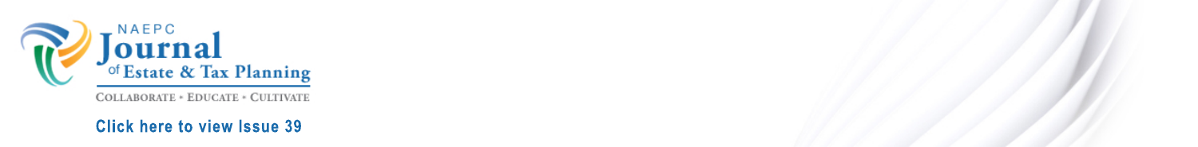NAEPC Journal of Estate & Tax Planning

COLLABORATE • EDUCATE • CULTIVATE

Click here to view Issue 39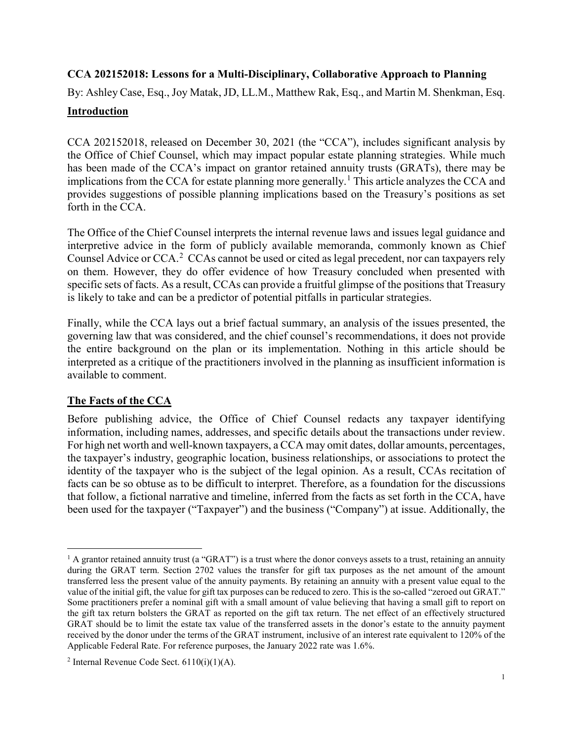**CCA 202152018: Lessons for a Multi-Disciplinary, Collaborative Approach to Planning**

By: Ashley Case, Esq., Joy Matak, JD, LL.M., Matthew Rak, Esq., and Martin M. Shenkman, Esq.

## Introduction

CCA 202152018, released on December 30, 2021 (the "CCA"), includes significant analysis by the Office of Chief Counsel, which may impact popular estate planning strategies. While much has been made of the CCA's impact on grantor retained annuity trusts (GRATs), there may be implications from the CCA for estate planning more generally.[1] This article analyzes the CCA and provides suggestions of possible planning implications based on the Treasury's positions as set forth in the CCA.

The Office of the Chief Counsel interprets the internal revenue laws and issues legal guidance and interpretive advice in the form of publicly available memoranda, commonly known as Chief Counsel Advice or CCA.[2] CCAs cannot be used or cited as legal precedent, nor can taxpayers rely on them. However, they do offer evidence of how Treasury concluded when presented with specific sets of facts. As a result, CCAs can provide a fruitful glimpse of the positions that Treasury is likely to take and can be a predictor of potential pitfalls in particular strategies.

Finally, while the CCA lays out a brief factual summary, an analysis of the issues presented, the governing law that was considered, and the chief counsel's recommendations, it does not provide the entire background on the plan or its implementation. Nothing in this article should be interpreted as a critique of the practitioners involved in the planning as insufficient information is available to comment.

## The Facts of the CCA

Before publishing advice, the Office of Chief Counsel redacts any taxpayer identifying information, including names, addresses, and specific details about the transactions under review. For high net worth and well-known taxpayers, a CCA may omit dates, dollar amounts, percentages, the taxpayer's industry, geographic location, business relationships, or associations to protect the identity of the taxpayer who is the subject of the legal opinion. As a result, CCAs recitation of facts can be so obtuse as to be difficult to interpret. Therefore, as a foundation for the discussions that follow, a fictional narrative and timeline, inferred from the facts as set forth in the CCA, have been used for the taxpayer ("Taxpayer") and the business ("Company") at issue. Additionally, the

---

[1] A grantor retained annuity trust (a "GRAT") is a trust where the donor conveys assets to a trust, retaining an annuity during the GRAT term. Section 2702 values the transfer for gift tax purposes as the net amount of the amount transferred less the present value of the annuity payments. By retaining an annuity with a present value equal to the value of the initial gift, the value for gift tax purposes can be reduced to zero. This is the so-called "zeroed out GRAT." Some practitioners prefer a nominal gift with a small amount of value believing that having a small gift to report on the gift tax return bolsters the GRAT as reported on the gift tax return. The net effect of an effectively structured GRAT should be to limit the estate tax value of the transferred assets in the donor's estate to the annuity payment received by the donor under the terms of the GRAT instrument, inclusive of an interest rate equivalent to 120% of the Applicable Federal Rate. For reference purposes, the January 2022 rate was 1.6%.

[2] Internal Revenue Code Sect. 6110(i)(1)(A).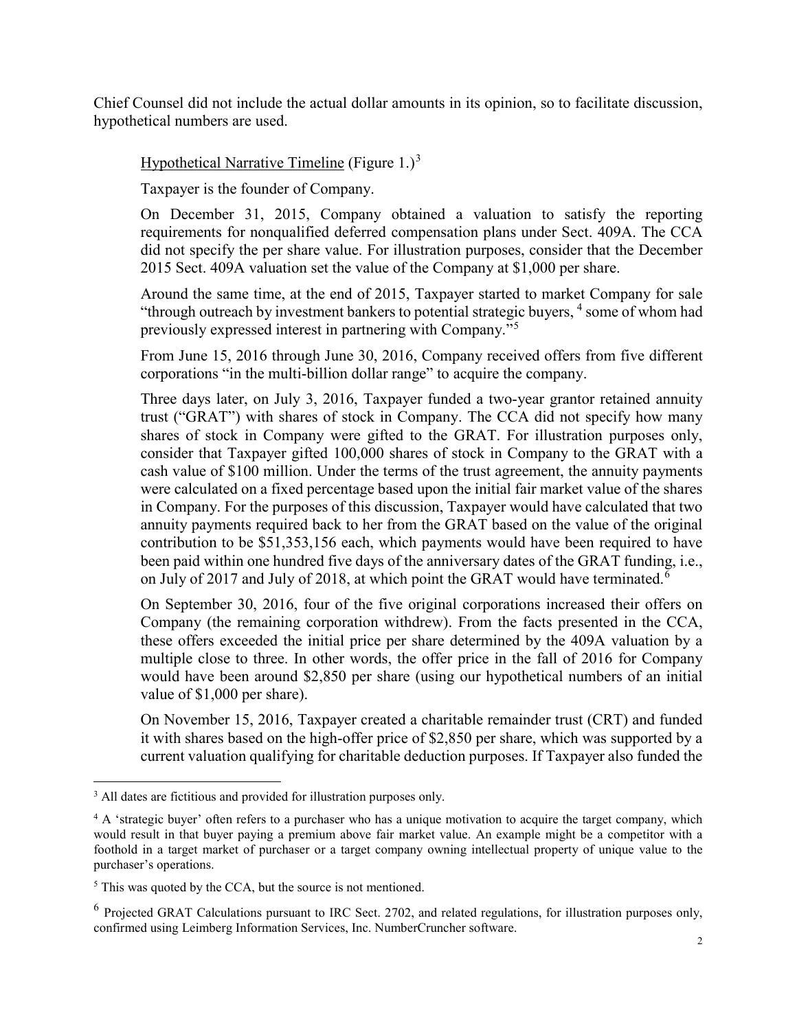Chief Counsel did not include the actual dollar amounts in its opinion, so to facilitate discussion, hypothetical numbers are used.

Hypothetical Narrative Timeline (Figure 1.)[3]

Taxpayer is the founder of Company.

On December 31, 2015, Company obtained a valuation to satisfy the reporting requirements for nonqualified deferred compensation plans under Sect. 409A. The CCA did not specify the per share value. For illustration purposes, consider that the December 2015 Sect. 409A valuation set the value of the Company at $1,000 per share.

Around the same time, at the end of 2015, Taxpayer started to market Company for sale "through outreach by investment bankers to potential strategic buyers, [4] some of whom had previously expressed interest in partnering with Company."[5]

From June 15, 2016 through June 30, 2016, Company received offers from five different corporations "in the multi-billion dollar range" to acquire the company.

Three days later, on July 3, 2016, Taxpayer funded a two-year grantor retained annuity trust ("GRAT") with shares of stock in Company. The CCA did not specify how many shares of stock in Company were gifted to the GRAT. For illustration purposes only, consider that Taxpayer gifted 100,000 shares of stock in Company to the GRAT with a cash value of $100 million. Under the terms of the trust agreement, the annuity payments were calculated on a fixed percentage based upon the initial fair market value of the shares in Company. For the purposes of this discussion, Taxpayer would have calculated that two annuity payments required back to her from the GRAT based on the value of the original contribution to be $51,353,156 each, which payments would have been required to have been paid within one hundred five days of the anniversary dates of the GRAT funding, i.e., on July of 2017 and July of 2018, at which point the GRAT would have terminated.[6]

On September 30, 2016, four of the five original corporations increased their offers on Company (the remaining corporation withdrew). From the facts presented in the CCA, these offers exceeded the initial price per share determined by the 409A valuation by a multiple close to three. In other words, the offer price in the fall of 2016 for Company would have been around $2,850 per share (using our hypothetical numbers of an initial value of $1,000 per share).

On November 15, 2016, Taxpayer created a charitable remainder trust (CRT) and funded it with shares based on the high-offer price of $2,850 per share, which was supported by a current valuation qualifying for charitable deduction purposes. If Taxpayer also funded the

---

[3] All dates are fictitious and provided for illustration purposes only.

[4] A 'strategic buyer' often refers to a purchaser who has a unique motivation to acquire the target company, which would result in that buyer paying a premium above fair market value. An example might be a competitor with a foothold in a target market of purchaser or a target company owning intellectual property of unique value to the purchaser's operations.

[5] This was quoted by the CCA, but the source is not mentioned.

[6] Projected GRAT Calculations pursuant to IRC Sect. 2702, and related regulations, for illustration purposes only, confirmed using Leimberg Information Services, Inc. NumberCruncher software.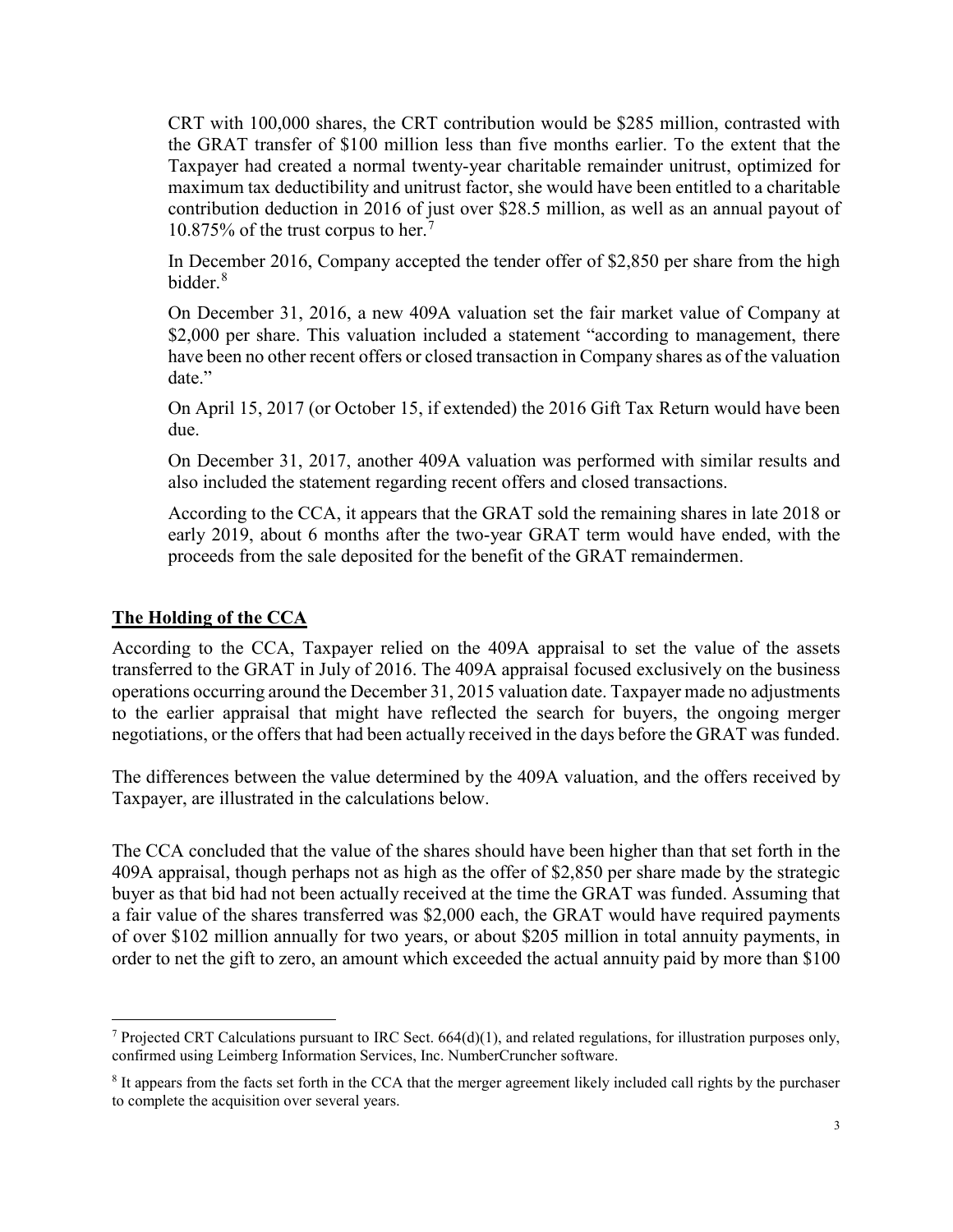CRT with 100,000 shares, the CRT contribution would be $285 million, contrasted with the GRAT transfer of $100 million less than five months earlier. To the extent that the Taxpayer had created a normal twenty-year charitable remainder unitrust, optimized for maximum tax deductibility and unitrust factor, she would have been entitled to a charitable contribution deduction in 2016 of just over $28.5 million, as well as an annual payout of 10.875% of the trust corpus to her.[7]

In December 2016, Company accepted the tender offer of $2,850 per share from the high bidder.[8]

On December 31, 2016, a new 409A valuation set the fair market value of Company at $2,000 per share. This valuation included a statement "according to management, there have been no other recent offers or closed transaction in Company shares as of the valuation date."

On April 15, 2017 (or October 15, if extended) the 2016 Gift Tax Return would have been due.

On December 31, 2017, another 409A valuation was performed with similar results and also included the statement regarding recent offers and closed transactions.

According to the CCA, it appears that the GRAT sold the remaining shares in late 2018 or early 2019, about 6 months after the two-year GRAT term would have ended, with the proceeds from the sale deposited for the benefit of the GRAT remaindermen.

## The Holding of the CCA

According to the CCA, Taxpayer relied on the 409A appraisal to set the value of the assets transferred to the GRAT in July of 2016. The 409A appraisal focused exclusively on the business operations occurring around the December 31, 2015 valuation date. Taxpayer made no adjustments to the earlier appraisal that might have reflected the search for buyers, the ongoing merger negotiations, or the offers that had been actually received in the days before the GRAT was funded.

The differences between the value determined by the 409A valuation, and the offers received by Taxpayer, are illustrated in the calculations below.

The CCA concluded that the value of the shares should have been higher than that set forth in the 409A appraisal, though perhaps not as high as the offer of $2,850 per share made by the strategic buyer as that bid had not been actually received at the time the GRAT was funded. Assuming that a fair value of the shares transferred was $2,000 each, the GRAT would have required payments of over $102 million annually for two years, or about $205 million in total annuity payments, in order to net the gift to zero, an amount which exceeded the actual annuity paid by more than $100

---

[7] Projected CRT Calculations pursuant to IRC Sect. 664(d)(1), and related regulations, for illustration purposes only, confirmed using Leimberg Information Services, Inc. NumberCruncher software.

[8] It appears from the facts set forth in the CCA that the merger agreement likely included call rights by the purchaser to complete the acquisition over several years.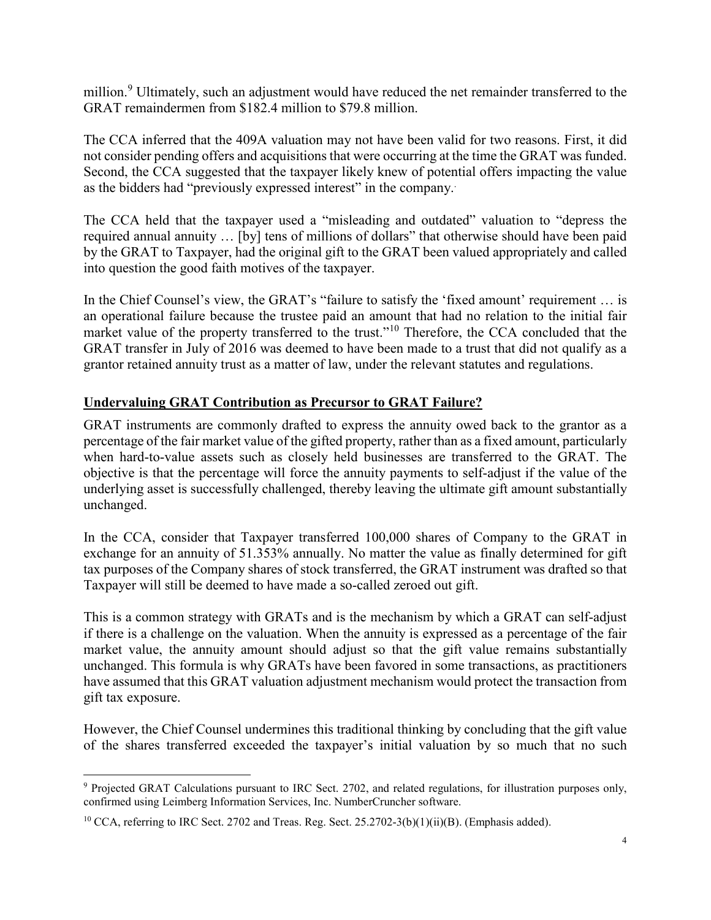million.[9] Ultimately, such an adjustment would have reduced the net remainder transferred to the GRAT remaindermen from $182.4 million to $79.8 million.

The CCA inferred that the 409A valuation may not have been valid for two reasons. First, it did not consider pending offers and acquisitions that were occurring at the time the GRAT was funded. Second, the CCA suggested that the taxpayer likely knew of potential offers impacting the value as the bidders had "previously expressed interest" in the company.

The CCA held that the taxpayer used a "misleading and outdated" valuation to "depress the required annual annuity … [by] tens of millions of dollars" that otherwise should have been paid by the GRAT to Taxpayer, had the original gift to the GRAT been valued appropriately and called into question the good faith motives of the taxpayer.

In the Chief Counsel's view, the GRAT's "failure to satisfy the 'fixed amount' requirement … is an operational failure because the trustee paid an amount that had no relation to the initial fair market value of the property transferred to the trust."[10] Therefore, the CCA concluded that the GRAT transfer in July of 2016 was deemed to have been made to a trust that did not qualify as a grantor retained annuity trust as a matter of law, under the relevant statutes and regulations.

## Undervaluing GRAT Contribution as Precursor to GRAT Failure?

GRAT instruments are commonly drafted to express the annuity owed back to the grantor as a percentage of the fair market value of the gifted property, rather than as a fixed amount, particularly when hard-to-value assets such as closely held businesses are transferred to the GRAT. The objective is that the percentage will force the annuity payments to self-adjust if the value of the underlying asset is successfully challenged, thereby leaving the ultimate gift amount substantially unchanged.

In the CCA, consider that Taxpayer transferred 100,000 shares of Company to the GRAT in exchange for an annuity of 51.353% annually. No matter the value as finally determined for gift tax purposes of the Company shares of stock transferred, the GRAT instrument was drafted so that Taxpayer will still be deemed to have made a so-called zeroed out gift.

This is a common strategy with GRATs and is the mechanism by which a GRAT can self-adjust if there is a challenge on the valuation. When the annuity is expressed as a percentage of the fair market value, the annuity amount should adjust so that the gift value remains substantially unchanged. This formula is why GRATs have been favored in some transactions, as practitioners have assumed that this GRAT valuation adjustment mechanism would protect the transaction from gift tax exposure.

However, the Chief Counsel undermines this traditional thinking by concluding that the gift value of the shares transferred exceeded the taxpayer's initial valuation by so much that no such

---

[9] Projected GRAT Calculations pursuant to IRC Sect. 2702, and related regulations, for illustration purposes only, confirmed using Leimberg Information Services, Inc. NumberCruncher software.

[10] CCA, referring to IRC Sect. 2702 and Treas. Reg. Sect. 25.2702-3(b)(1)(ii)(B). (Emphasis added).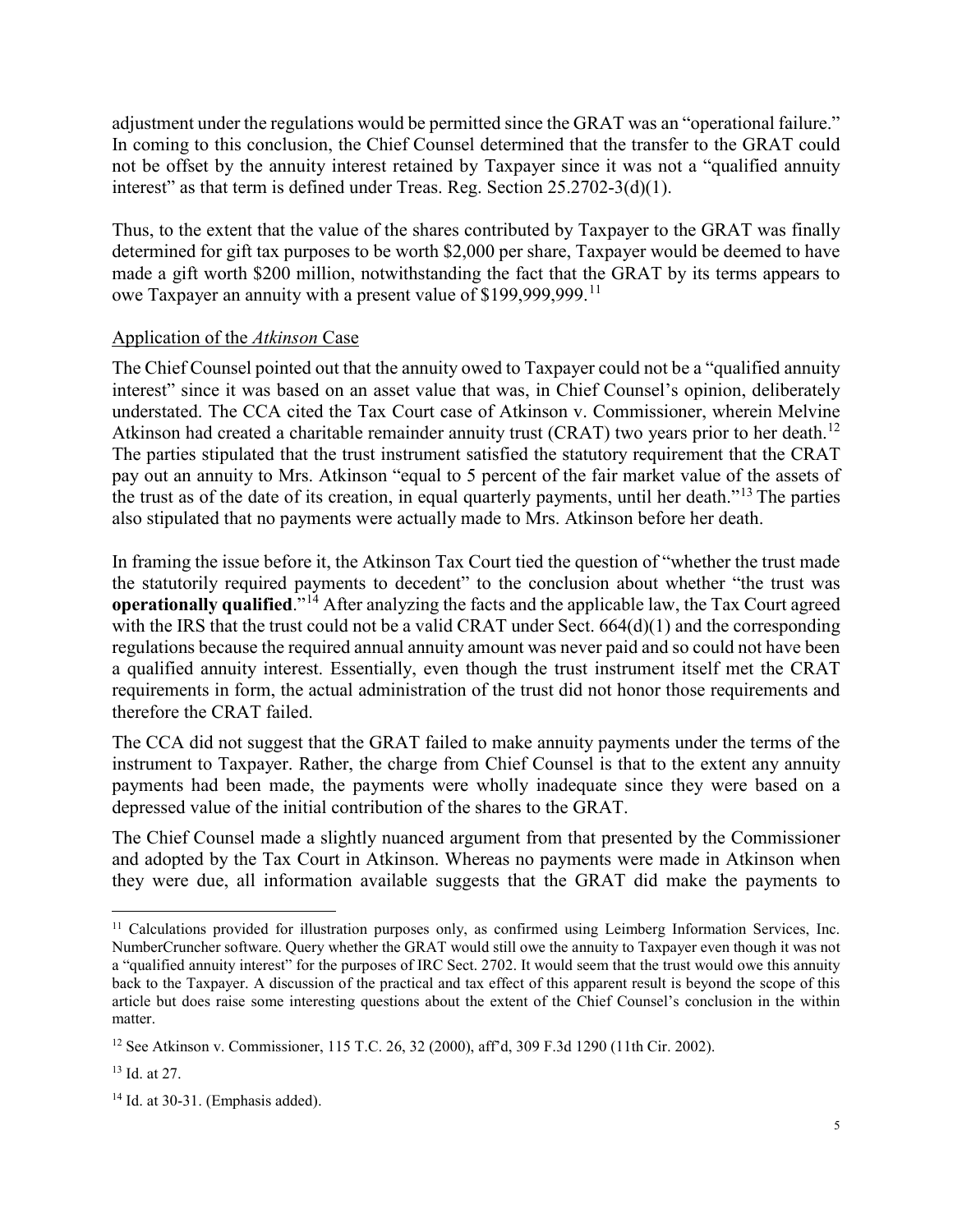adjustment under the regulations would be permitted since the GRAT was an "operational failure." In coming to this conclusion, the Chief Counsel determined that the transfer to the GRAT could not be offset by the annuity interest retained by Taxpayer since it was not a "qualified annuity interest" as that term is defined under Treas. Reg. Section 25.2702-3(d)(1).

Thus, to the extent that the value of the shares contributed by Taxpayer to the GRAT was finally determined for gift tax purposes to be worth $2,000 per share, Taxpayer would be deemed to have made a gift worth $200 million, notwithstanding the fact that the GRAT by its terms appears to owe Taxpayer an annuity with a present value of $199,999,999.[11]

Application of the *Atkinson* Case

The Chief Counsel pointed out that the annuity owed to Taxpayer could not be a "qualified annuity interest" since it was based on an asset value that was, in Chief Counsel's opinion, deliberately understated. The CCA cited the Tax Court case of Atkinson v. Commissioner, wherein Melvine Atkinson had created a charitable remainder annuity trust (CRAT) two years prior to her death.[12] The parties stipulated that the trust instrument satisfied the statutory requirement that the CRAT pay out an annuity to Mrs. Atkinson "equal to 5 percent of the fair market value of the assets of the trust as of the date of its creation, in equal quarterly payments, until her death."[13] The parties also stipulated that no payments were actually made to Mrs. Atkinson before her death.

In framing the issue before it, the Atkinson Tax Court tied the question of "whether the trust made the statutorily required payments to decedent" to the conclusion about whether "the trust was **operationally qualified**."[14] After analyzing the facts and the applicable law, the Tax Court agreed with the IRS that the trust could not be a valid CRAT under Sect. 664(d)(1) and the corresponding regulations because the required annual annuity amount was never paid and so could not have been a qualified annuity interest. Essentially, even though the trust instrument itself met the CRAT requirements in form, the actual administration of the trust did not honor those requirements and therefore the CRAT failed.

The CCA did not suggest that the GRAT failed to make annuity payments under the terms of the instrument to Taxpayer. Rather, the charge from Chief Counsel is that to the extent any annuity payments had been made, the payments were wholly inadequate since they were based on a depressed value of the initial contribution of the shares to the GRAT.

The Chief Counsel made a slightly nuanced argument from that presented by the Commissioner and adopted by the Tax Court in Atkinson. Whereas no payments were made in Atkinson when they were due, all information available suggests that the GRAT did make the payments to

---

[11] Calculations provided for illustration purposes only, as confirmed using Leimberg Information Services, Inc. NumberCruncher software. Query whether the GRAT would still owe the annuity to Taxpayer even though it was not a "qualified annuity interest" for the purposes of IRC Sect. 2702. It would seem that the trust would owe this annuity back to the Taxpayer. A discussion of the practical and tax effect of this apparent result is beyond the scope of this article but does raise some interesting questions about the extent of the Chief Counsel's conclusion in the within matter.

[12] See Atkinson v. Commissioner, 115 T.C. 26, 32 (2000), aff'd, 309 F.3d 1290 (11th Cir. 2002).

[13] Id. at 27.

[14] Id. at 30-31. (Emphasis added).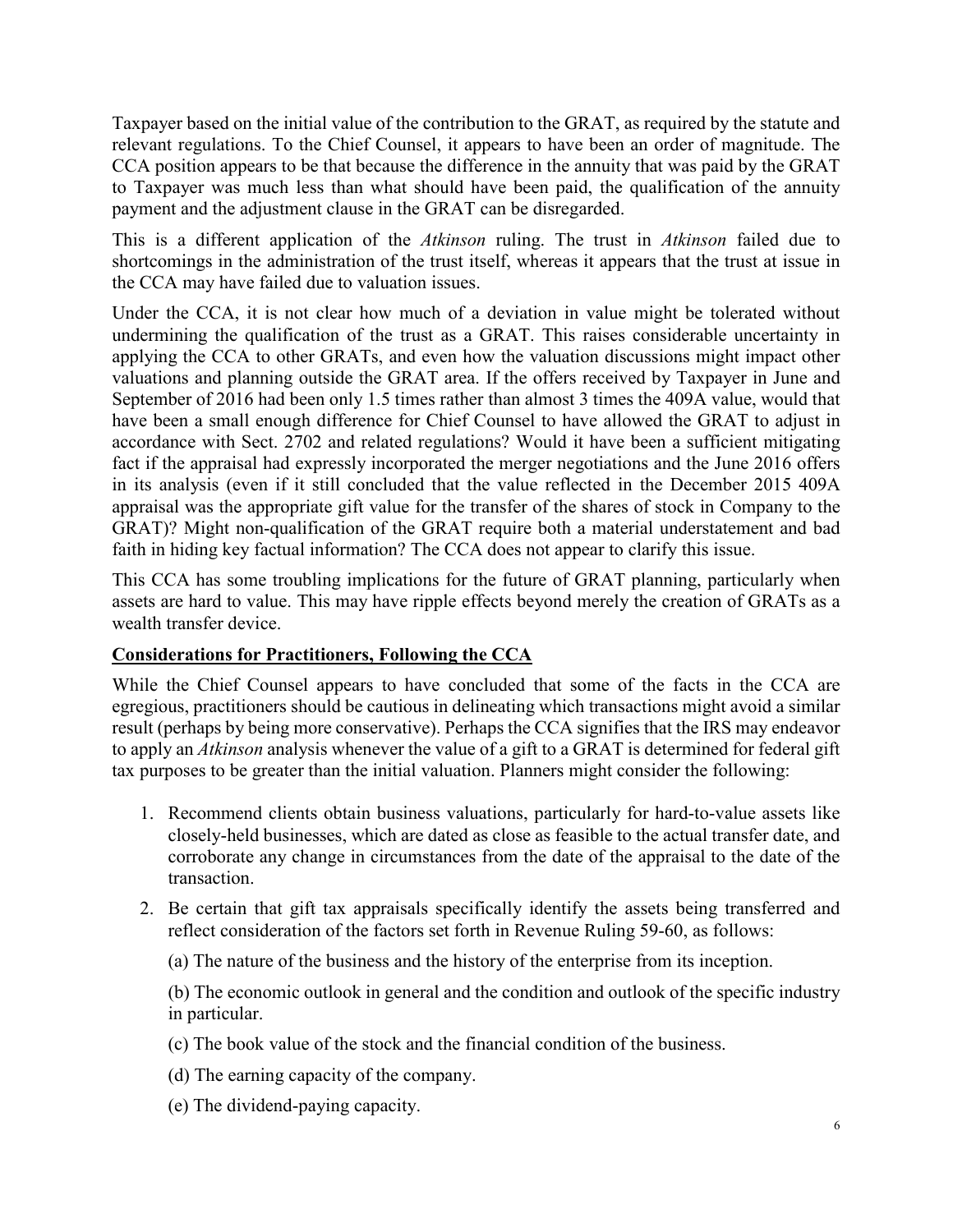Taxpayer based on the initial value of the contribution to the GRAT, as required by the statute and relevant regulations. To the Chief Counsel, it appears to have been an order of magnitude. The CCA position appears to be that because the difference in the annuity that was paid by the GRAT to Taxpayer was much less than what should have been paid, the qualification of the annuity payment and the adjustment clause in the GRAT can be disregarded.

This is a different application of the *Atkinson* ruling. The trust in *Atkinson* failed due to shortcomings in the administration of the trust itself, whereas it appears that the trust at issue in the CCA may have failed due to valuation issues.

Under the CCA, it is not clear how much of a deviation in value might be tolerated without undermining the qualification of the trust as a GRAT. This raises considerable uncertainty in applying the CCA to other GRATs, and even how the valuation discussions might impact other valuations and planning outside the GRAT area. If the offers received by Taxpayer in June and September of 2016 had been only 1.5 times rather than almost 3 times the 409A value, would that have been a small enough difference for Chief Counsel to have allowed the GRAT to adjust in accordance with Sect. 2702 and related regulations? Would it have been a sufficient mitigating fact if the appraisal had expressly incorporated the merger negotiations and the June 2016 offers in its analysis (even if it still concluded that the value reflected in the December 2015 409A appraisal was the appropriate gift value for the transfer of the shares of stock in Company to the GRAT)? Might non-qualification of the GRAT require both a material understatement and bad faith in hiding key factual information? The CCA does not appear to clarify this issue.

This CCA has some troubling implications for the future of GRAT planning, particularly when assets are hard to value. This may have ripple effects beyond merely the creation of GRATs as a wealth transfer device.

## **Considerations for Practitioners, Following the CCA**

While the Chief Counsel appears to have concluded that some of the facts in the CCA are egregious, practitioners should be cautious in delineating which transactions might avoid a similar result (perhaps by being more conservative). Perhaps the CCA signifies that the IRS may endeavor to apply an *Atkinson* analysis whenever the value of a gift to a GRAT is determined for federal gift tax purposes to be greater than the initial valuation. Planners might consider the following:

1. Recommend clients obtain business valuations, particularly for hard-to-value assets like closely-held businesses, which are dated as close as feasible to the actual transfer date, and corroborate any change in circumstances from the date of the appraisal to the date of the transaction.
2. Be certain that gift tax appraisals specifically identify the assets being transferred and reflect consideration of the factors set forth in Revenue Ruling 59-60, as follows:

   (a) The nature of the business and the history of the enterprise from its inception.

   (b) The economic outlook in general and the condition and outlook of the specific industry in particular.

   (c) The book value of the stock and the financial condition of the business.

   (d) The earning capacity of the company.

   (e) The dividend-paying capacity.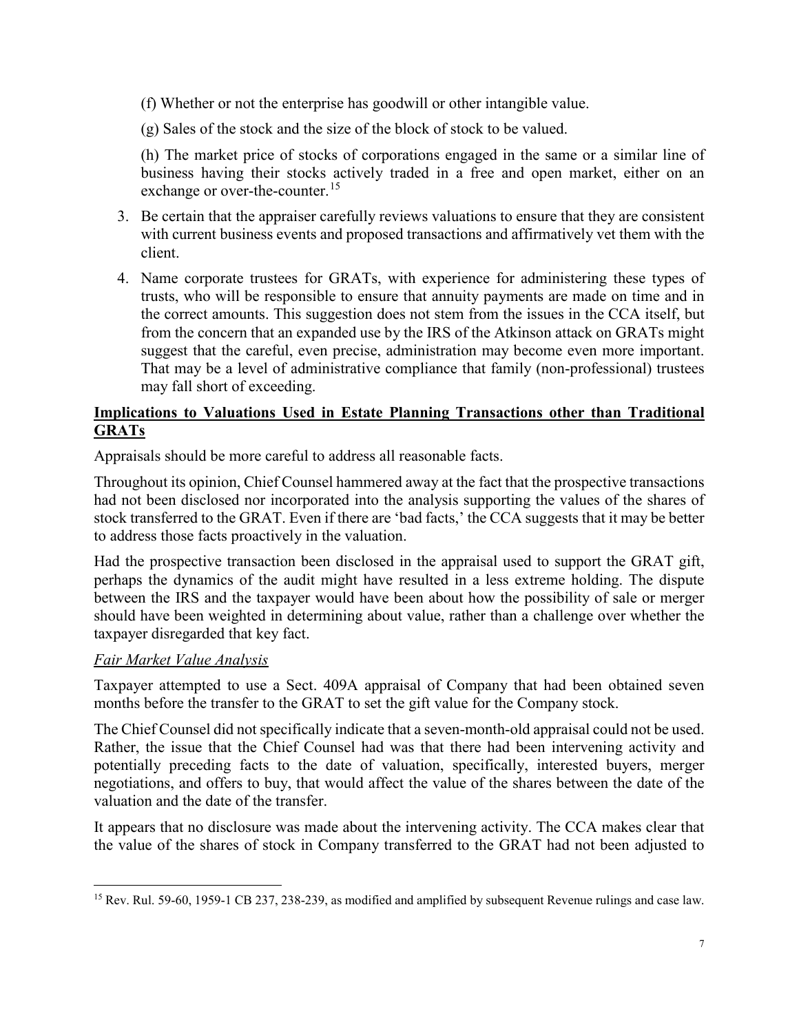(f) Whether or not the enterprise has goodwill or other intangible value.

(g) Sales of the stock and the size of the block of stock to be valued.

(h) The market price of stocks of corporations engaged in the same or a similar line of business having their stocks actively traded in a free and open market, either on an exchange or over-the-counter.[15]

3. Be certain that the appraiser carefully reviews valuations to ensure that they are consistent with current business events and proposed transactions and affirmatively vet them with the client.

4. Name corporate trustees for GRATs, with experience for administering these types of trusts, who will be responsible to ensure that annuity payments are made on time and in the correct amounts. This suggestion does not stem from the issues in the CCA itself, but from the concern that an expanded use by the IRS of the Atkinson attack on GRATs might suggest that the careful, even precise, administration may become even more important. That may be a level of administrative compliance that family (non-professional) trustees may fall short of exceeding.

**Implications to Valuations Used in Estate Planning Transactions other than Traditional GRATs**

Appraisals should be more careful to address all reasonable facts.

Throughout its opinion, Chief Counsel hammered away at the fact that the prospective transactions had not been disclosed nor incorporated into the analysis supporting the values of the shares of stock transferred to the GRAT. Even if there are 'bad facts,' the CCA suggests that it may be better to address those facts proactively in the valuation.

Had the prospective transaction been disclosed in the appraisal used to support the GRAT gift, perhaps the dynamics of the audit might have resulted in a less extreme holding. The dispute between the IRS and the taxpayer would have been about how the possibility of sale or merger should have been weighted in determining about value, rather than a challenge over whether the taxpayer disregarded that key fact.

*Fair Market Value Analysis*

Taxpayer attempted to use a Sect. 409A appraisal of Company that had been obtained seven months before the transfer to the GRAT to set the gift value for the Company stock.

The Chief Counsel did not specifically indicate that a seven-month-old appraisal could not be used. Rather, the issue that the Chief Counsel had was that there had been intervening activity and potentially preceding facts to the date of valuation, specifically, interested buyers, merger negotiations, and offers to buy, that would affect the value of the shares between the date of the valuation and the date of the transfer.

It appears that no disclosure was made about the intervening activity. The CCA makes clear that the value of the shares of stock in Company transferred to the GRAT had not been adjusted to

[15] Rev. Rul. 59-60, 1959-1 CB 237, 238-239, as modified and amplified by subsequent Revenue rulings and case law.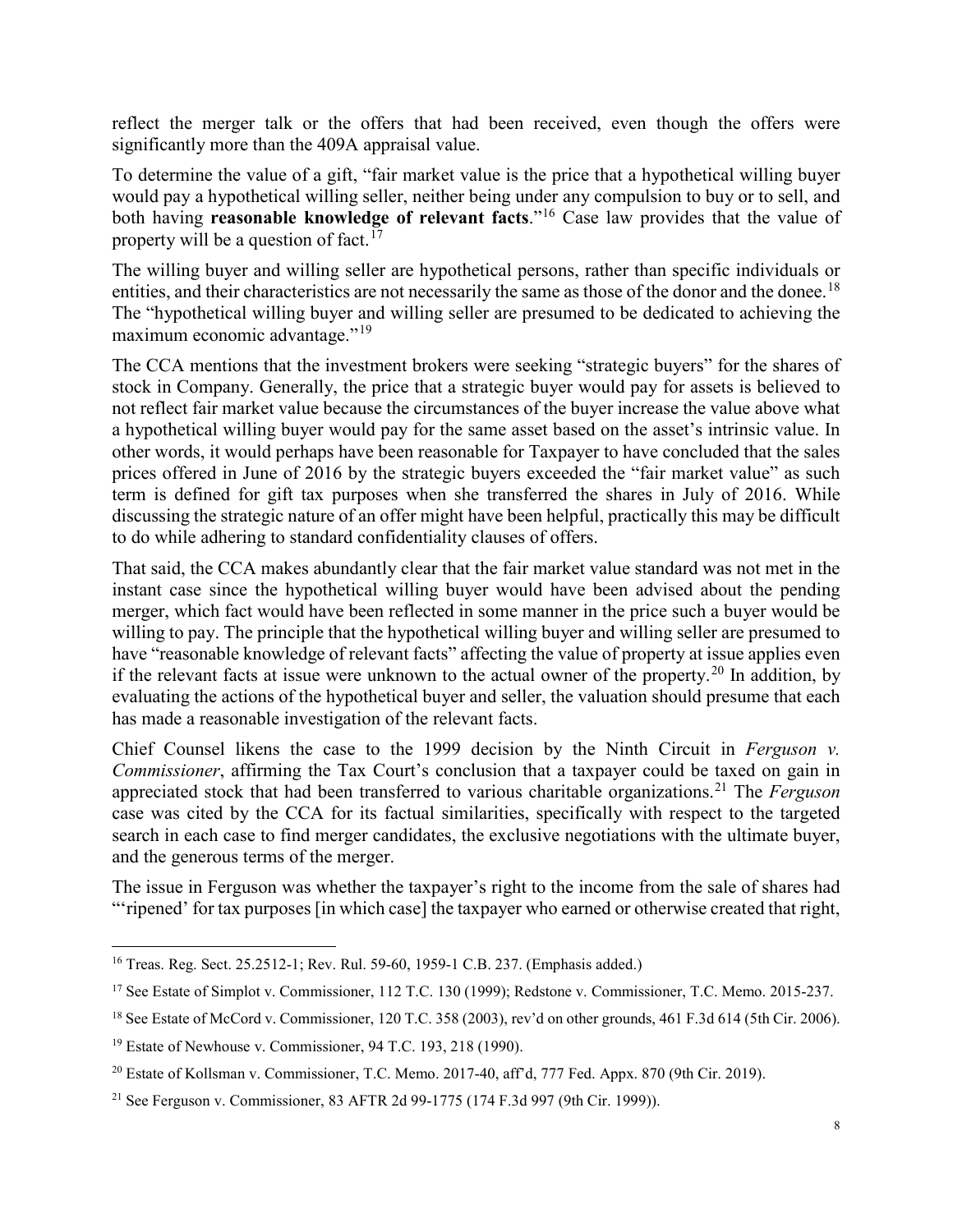reflect the merger talk or the offers that had been received, even though the offers were significantly more than the 409A appraisal value.

To determine the value of a gift, "fair market value is the price that a hypothetical willing buyer would pay a hypothetical willing seller, neither being under any compulsion to buy or to sell, and both having **reasonable knowledge of relevant facts**."[16] Case law provides that the value of property will be a question of fact.[17]

The willing buyer and willing seller are hypothetical persons, rather than specific individuals or entities, and their characteristics are not necessarily the same as those of the donor and the donee.[18] The "hypothetical willing buyer and willing seller are presumed to be dedicated to achieving the maximum economic advantage."[19]

The CCA mentions that the investment brokers were seeking "strategic buyers" for the shares of stock in Company. Generally, the price that a strategic buyer would pay for assets is believed to not reflect fair market value because the circumstances of the buyer increase the value above what a hypothetical willing buyer would pay for the same asset based on the asset's intrinsic value. In other words, it would perhaps have been reasonable for Taxpayer to have concluded that the sales prices offered in June of 2016 by the strategic buyers exceeded the "fair market value" as such term is defined for gift tax purposes when she transferred the shares in July of 2016. While discussing the strategic nature of an offer might have been helpful, practically this may be difficult to do while adhering to standard confidentiality clauses of offers.

That said, the CCA makes abundantly clear that the fair market value standard was not met in the instant case since the hypothetical willing buyer would have been advised about the pending merger, which fact would have been reflected in some manner in the price such a buyer would be willing to pay. The principle that the hypothetical willing buyer and willing seller are presumed to have "reasonable knowledge of relevant facts" affecting the value of property at issue applies even if the relevant facts at issue were unknown to the actual owner of the property.[20] In addition, by evaluating the actions of the hypothetical buyer and seller, the valuation should presume that each has made a reasonable investigation of the relevant facts.

Chief Counsel likens the case to the 1999 decision by the Ninth Circuit in *Ferguson v. Commissioner*, affirming the Tax Court's conclusion that a taxpayer could be taxed on gain in appreciated stock that had been transferred to various charitable organizations.[21] The *Ferguson* case was cited by the CCA for its factual similarities, specifically with respect to the targeted search in each case to find merger candidates, the exclusive negotiations with the ultimate buyer, and the generous terms of the merger.

The issue in Ferguson was whether the taxpayer's right to the income from the sale of shares had "'ripened' for tax purposes [in which case] the taxpayer who earned or otherwise created that right,

---

[16] Treas. Reg. Sect. 25.2512-1; Rev. Rul. 59-60, 1959-1 C.B. 237. (Emphasis added.)

[17] See Estate of Simplot v. Commissioner, 112 T.C. 130 (1999); Redstone v. Commissioner, T.C. Memo. 2015-237.

[18] See Estate of McCord v. Commissioner, 120 T.C. 358 (2003), rev'd on other grounds, 461 F.3d 614 (5th Cir. 2006).

[19] Estate of Newhouse v. Commissioner, 94 T.C. 193, 218 (1990).

[20] Estate of Kollsman v. Commissioner, T.C. Memo. 2017-40, aff'd, 777 Fed. Appx. 870 (9th Cir. 2019).

[21] See Ferguson v. Commissioner, 83 AFTR 2d 99-1775 (174 F.3d 997 (9th Cir. 1999)).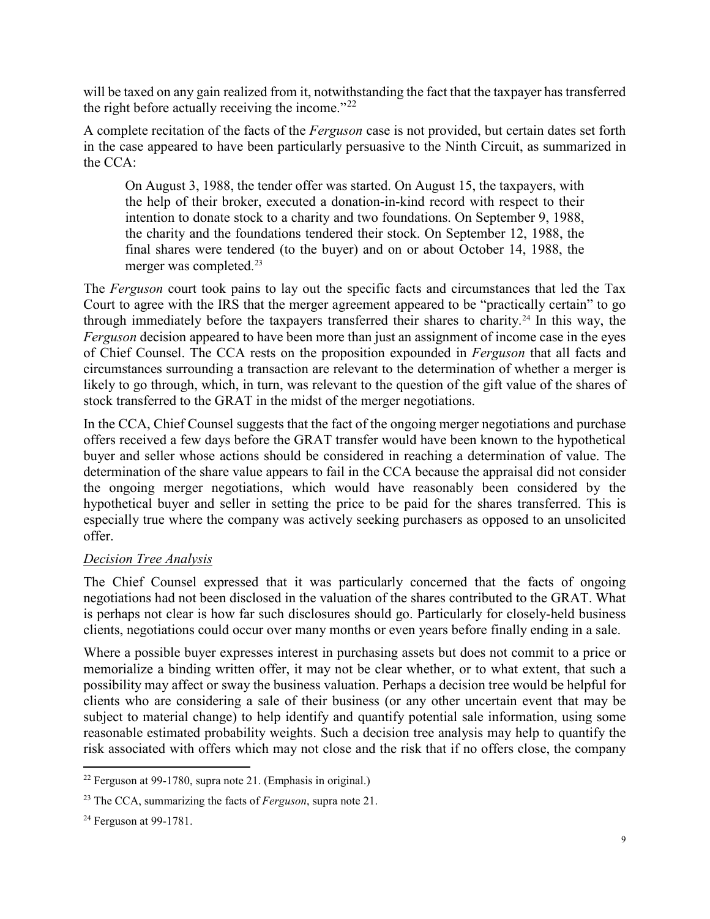will be taxed on any gain realized from it, notwithstanding the fact that the taxpayer has transferred the right before actually receiving the income."[22]

A complete recitation of the facts of the *Ferguson* case is not provided, but certain dates set forth in the case appeared to have been particularly persuasive to the Ninth Circuit, as summarized in the CCA:

> On August 3, 1988, the tender offer was started. On August 15, the taxpayers, with the help of their broker, executed a donation-in-kind record with respect to their intention to donate stock to a charity and two foundations. On September 9, 1988, the charity and the foundations tendered their stock. On September 12, 1988, the final shares were tendered (to the buyer) and on or about October 14, 1988, the merger was completed.[23]

The *Ferguson* court took pains to lay out the specific facts and circumstances that led the Tax Court to agree with the IRS that the merger agreement appeared to be "practically certain" to go through immediately before the taxpayers transferred their shares to charity.[24] In this way, the *Ferguson* decision appeared to have been more than just an assignment of income case in the eyes of Chief Counsel. The CCA rests on the proposition expounded in *Ferguson* that all facts and circumstances surrounding a transaction are relevant to the determination of whether a merger is likely to go through, which, in turn, was relevant to the question of the gift value of the shares of stock transferred to the GRAT in the midst of the merger negotiations.

In the CCA, Chief Counsel suggests that the fact of the ongoing merger negotiations and purchase offers received a few days before the GRAT transfer would have been known to the hypothetical buyer and seller whose actions should be considered in reaching a determination of value. The determination of the share value appears to fail in the CCA because the appraisal did not consider the ongoing merger negotiations, which would have reasonably been considered by the hypothetical buyer and seller in setting the price to be paid for the shares transferred. This is especially true where the company was actively seeking purchasers as opposed to an unsolicited offer.

*Decision Tree Analysis*

The Chief Counsel expressed that it was particularly concerned that the facts of ongoing negotiations had not been disclosed in the valuation of the shares contributed to the GRAT. What is perhaps not clear is how far such disclosures should go. Particularly for closely-held business clients, negotiations could occur over many months or even years before finally ending in a sale.

Where a possible buyer expresses interest in purchasing assets but does not commit to a price or memorialize a binding written offer, it may not be clear whether, or to what extent, that such a possibility may affect or sway the business valuation. Perhaps a decision tree would be helpful for clients who are considering a sale of their business (or any other uncertain event that may be subject to material change) to help identify and quantify potential sale information, using some reasonable estimated probability weights. Such a decision tree analysis may help to quantify the risk associated with offers which may not close and the risk that if no offers close, the company

---

[22] Ferguson at 99-1780, supra note 21. (Emphasis in original.)

[23] The CCA, summarizing the facts of *Ferguson*, supra note 21.

[24] Ferguson at 99-1781.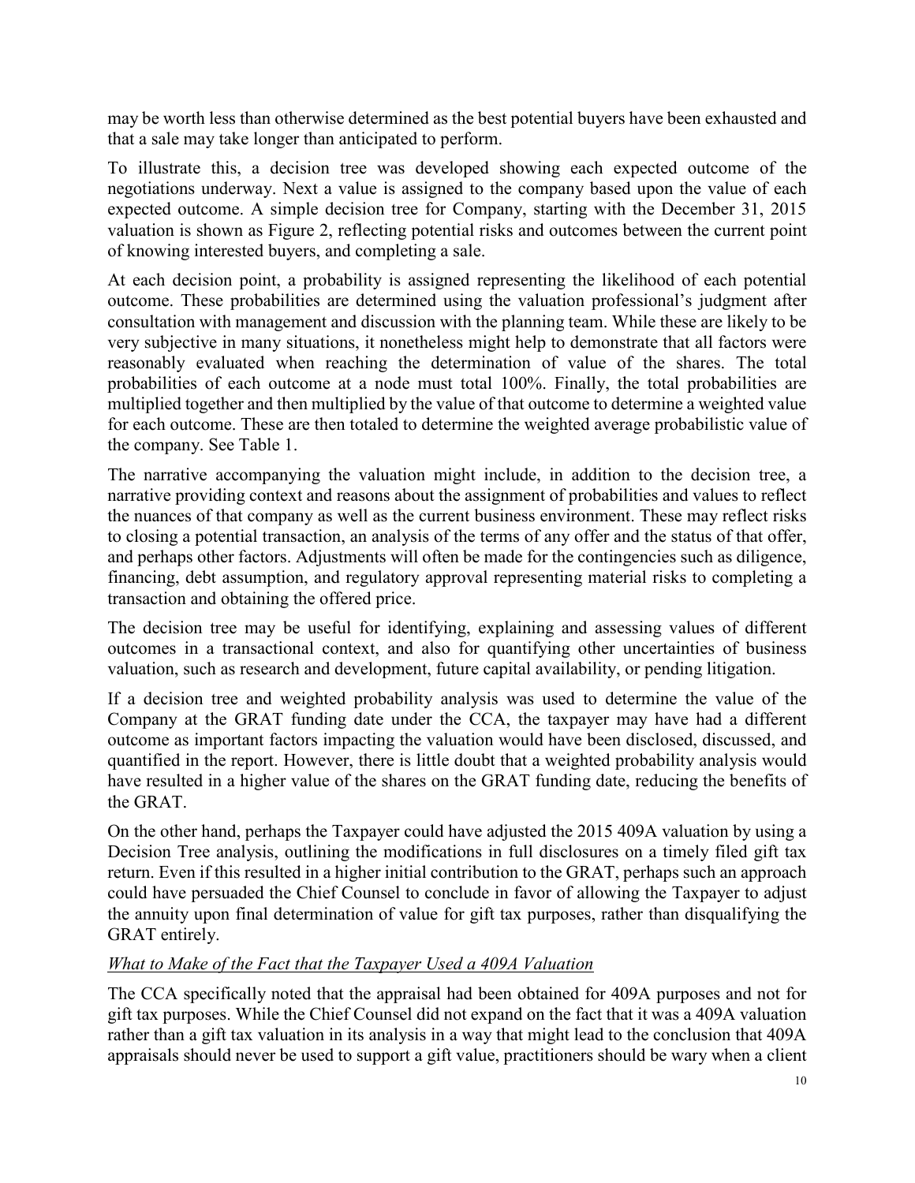may be worth less than otherwise determined as the best potential buyers have been exhausted and that a sale may take longer than anticipated to perform.

To illustrate this, a decision tree was developed showing each expected outcome of the negotiations underway. Next a value is assigned to the company based upon the value of each expected outcome. A simple decision tree for Company, starting with the December 31, 2015 valuation is shown as Figure 2, reflecting potential risks and outcomes between the current point of knowing interested buyers, and completing a sale.

At each decision point, a probability is assigned representing the likelihood of each potential outcome. These probabilities are determined using the valuation professional's judgment after consultation with management and discussion with the planning team. While these are likely to be very subjective in many situations, it nonetheless might help to demonstrate that all factors were reasonably evaluated when reaching the determination of value of the shares. The total probabilities of each outcome at a node must total 100%. Finally, the total probabilities are multiplied together and then multiplied by the value of that outcome to determine a weighted value for each outcome. These are then totaled to determine the weighted average probabilistic value of the company. See Table 1.

The narrative accompanying the valuation might include, in addition to the decision tree, a narrative providing context and reasons about the assignment of probabilities and values to reflect the nuances of that company as well as the current business environment. These may reflect risks to closing a potential transaction, an analysis of the terms of any offer and the status of that offer, and perhaps other factors. Adjustments will often be made for the contingencies such as diligence, financing, debt assumption, and regulatory approval representing material risks to completing a transaction and obtaining the offered price.

The decision tree may be useful for identifying, explaining and assessing values of different outcomes in a transactional context, and also for quantifying other uncertainties of business valuation, such as research and development, future capital availability, or pending litigation.

If a decision tree and weighted probability analysis was used to determine the value of the Company at the GRAT funding date under the CCA, the taxpayer may have had a different outcome as important factors impacting the valuation would have been disclosed, discussed, and quantified in the report. However, there is little doubt that a weighted probability analysis would have resulted in a higher value of the shares on the GRAT funding date, reducing the benefits of the GRAT.

On the other hand, perhaps the Taxpayer could have adjusted the 2015 409A valuation by using a Decision Tree analysis, outlining the modifications in full disclosures on a timely filed gift tax return. Even if this resulted in a higher initial contribution to the GRAT, perhaps such an approach could have persuaded the Chief Counsel to conclude in favor of allowing the Taxpayer to adjust the annuity upon final determination of value for gift tax purposes, rather than disqualifying the GRAT entirely.

*What to Make of the Fact that the Taxpayer Used a 409A Valuation*

The CCA specifically noted that the appraisal had been obtained for 409A purposes and not for gift tax purposes. While the Chief Counsel did not expand on the fact that it was a 409A valuation rather than a gift tax valuation in its analysis in a way that might lead to the conclusion that 409A appraisals should never be used to support a gift value, practitioners should be wary when a client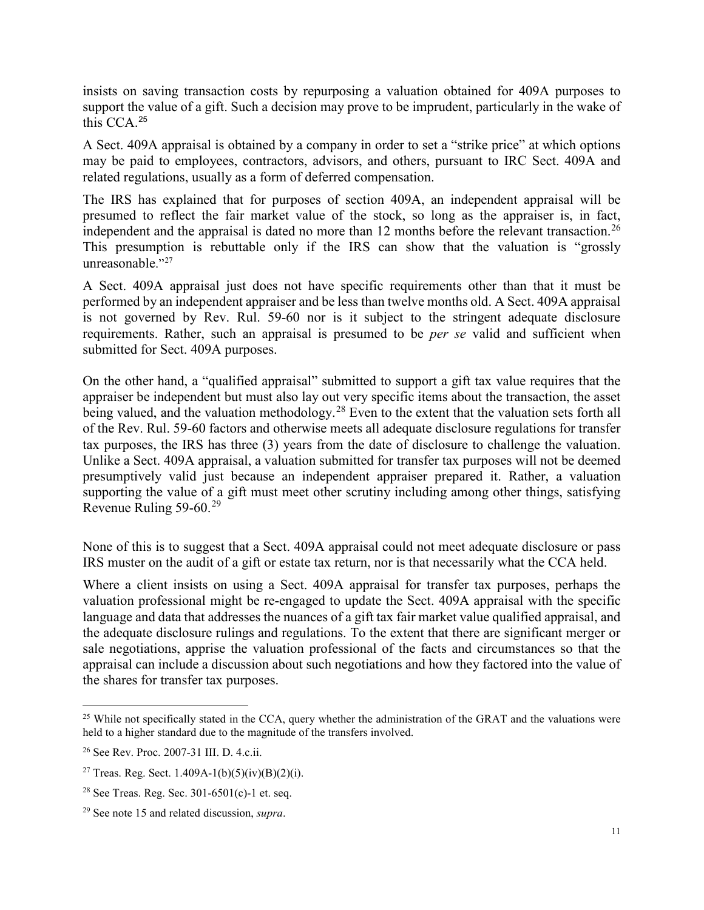insists on saving transaction costs by repurposing a valuation obtained for 409A purposes to support the value of a gift. Such a decision may prove to be imprudent, particularly in the wake of this CCA.[25]

A Sect. 409A appraisal is obtained by a company in order to set a "strike price" at which options may be paid to employees, contractors, advisors, and others, pursuant to IRC Sect. 409A and related regulations, usually as a form of deferred compensation.

The IRS has explained that for purposes of section 409A, an independent appraisal will be presumed to reflect the fair market value of the stock, so long as the appraiser is, in fact, independent and the appraisal is dated no more than 12 months before the relevant transaction.[26] This presumption is rebuttable only if the IRS can show that the valuation is "grossly unreasonable."[27]

A Sect. 409A appraisal just does not have specific requirements other than that it must be performed by an independent appraiser and be less than twelve months old. A Sect. 409A appraisal is not governed by Rev. Rul. 59-60 nor is it subject to the stringent adequate disclosure requirements. Rather, such an appraisal is presumed to be *per se* valid and sufficient when submitted for Sect. 409A purposes.

On the other hand, a "qualified appraisal" submitted to support a gift tax value requires that the appraiser be independent but must also lay out very specific items about the transaction, the asset being valued, and the valuation methodology.[28] Even to the extent that the valuation sets forth all of the Rev. Rul. 59-60 factors and otherwise meets all adequate disclosure regulations for transfer tax purposes, the IRS has three (3) years from the date of disclosure to challenge the valuation. Unlike a Sect. 409A appraisal, a valuation submitted for transfer tax purposes will not be deemed presumptively valid just because an independent appraiser prepared it. Rather, a valuation supporting the value of a gift must meet other scrutiny including among other things, satisfying Revenue Ruling 59-60.[29]

None of this is to suggest that a Sect. 409A appraisal could not meet adequate disclosure or pass IRS muster on the audit of a gift or estate tax return, nor is that necessarily what the CCA held.

Where a client insists on using a Sect. 409A appraisal for transfer tax purposes, perhaps the valuation professional might be re-engaged to update the Sect. 409A appraisal with the specific language and data that addresses the nuances of a gift tax fair market value qualified appraisal, and the adequate disclosure rulings and regulations. To the extent that there are significant merger or sale negotiations, apprise the valuation professional of the facts and circumstances so that the appraisal can include a discussion about such negotiations and how they factored into the value of the shares for transfer tax purposes.

---

[25] While not specifically stated in the CCA, query whether the administration of the GRAT and the valuations were held to a higher standard due to the magnitude of the transfers involved.

[26] See Rev. Proc. 2007-31 III. D. 4.c.ii.

[27] Treas. Reg. Sect. 1.409A-1(b)(5)(iv)(B)(2)(i).

[28] See Treas. Reg. Sec. 301-6501(c)-1 et. seq.

[29] See note 15 and related discussion, *supra*.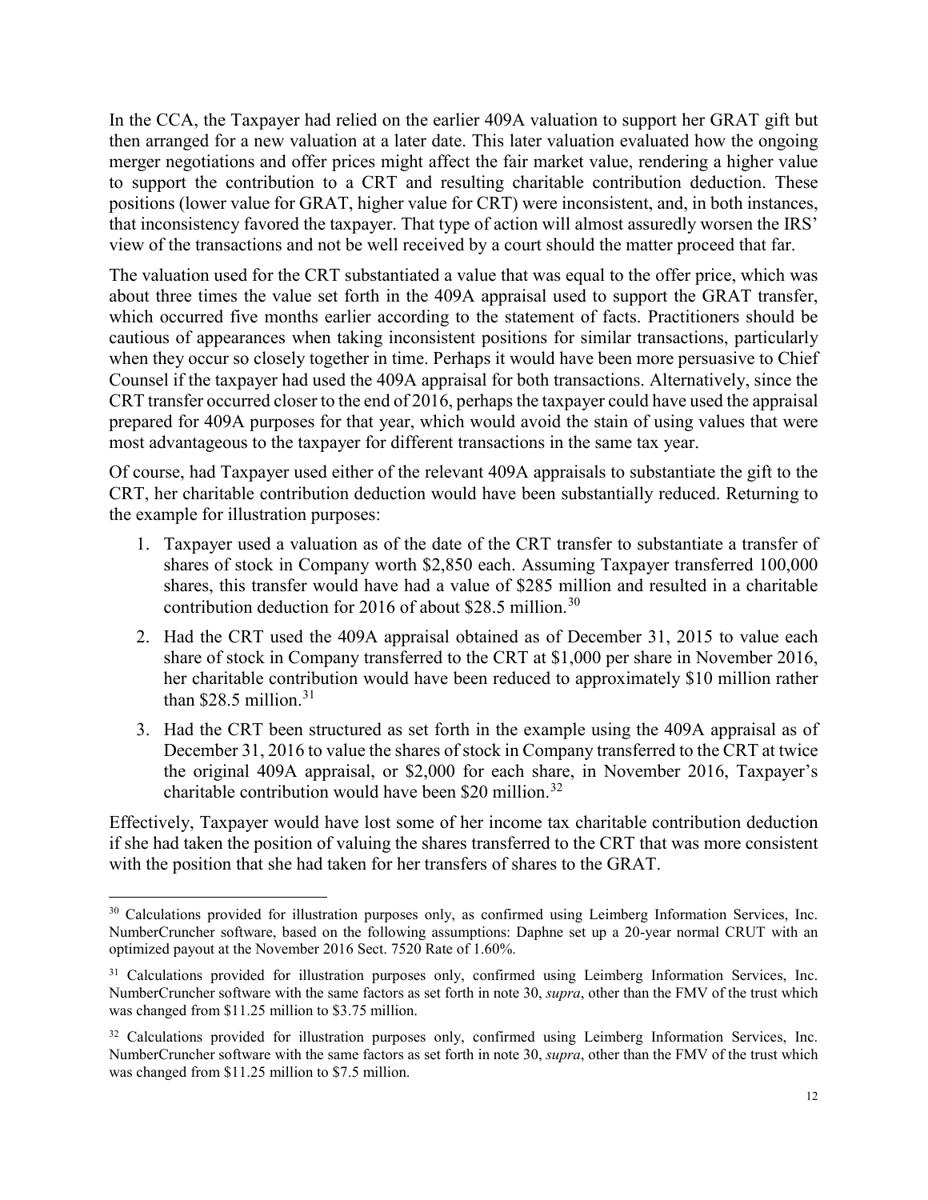In the CCA, the Taxpayer had relied on the earlier 409A valuation to support her GRAT gift but then arranged for a new valuation at a later date. This later valuation evaluated how the ongoing merger negotiations and offer prices might affect the fair market value, rendering a higher value to support the contribution to a CRT and resulting charitable contribution deduction. These positions (lower value for GRAT, higher value for CRT) were inconsistent, and, in both instances, that inconsistency favored the taxpayer. That type of action will almost assuredly worsen the IRS' view of the transactions and not be well received by a court should the matter proceed that far.

The valuation used for the CRT substantiated a value that was equal to the offer price, which was about three times the value set forth in the 409A appraisal used to support the GRAT transfer, which occurred five months earlier according to the statement of facts. Practitioners should be cautious of appearances when taking inconsistent positions for similar transactions, particularly when they occur so closely together in time. Perhaps it would have been more persuasive to Chief Counsel if the taxpayer had used the 409A appraisal for both transactions. Alternatively, since the CRT transfer occurred closer to the end of 2016, perhaps the taxpayer could have used the appraisal prepared for 409A purposes for that year, which would avoid the stain of using values that were most advantageous to the taxpayer for different transactions in the same tax year.

Of course, had Taxpayer used either of the relevant 409A appraisals to substantiate the gift to the CRT, her charitable contribution deduction would have been substantially reduced. Returning to the example for illustration purposes:

1. Taxpayer used a valuation as of the date of the CRT transfer to substantiate a transfer of shares of stock in Company worth $2,850 each. Assuming Taxpayer transferred 100,000 shares, this transfer would have had a value of $285 million and resulted in a charitable contribution deduction for 2016 of about $28.5 million.[30]
2. Had the CRT used the 409A appraisal obtained as of December 31, 2015 to value each share of stock in Company transferred to the CRT at $1,000 per share in November 2016, her charitable contribution would have been reduced to approximately $10 million rather than $28.5 million.[31]
3. Had the CRT been structured as set forth in the example using the 409A appraisal as of December 31, 2016 to value the shares of stock in Company transferred to the CRT at twice the original 409A appraisal, or $2,000 for each share, in November 2016, Taxpayer's charitable contribution would have been $20 million.[32]

Effectively, Taxpayer would have lost some of her income tax charitable contribution deduction if she had taken the position of valuing the shares transferred to the CRT that was more consistent with the position that she had taken for her transfers of shares to the GRAT.

---

[30] Calculations provided for illustration purposes only, as confirmed using Leimberg Information Services, Inc. NumberCruncher software, based on the following assumptions: Daphne set up a 20-year normal CRUT with an optimized payout at the November 2016 Sect. 7520 Rate of 1.60%.

[31] Calculations provided for illustration purposes only, confirmed using Leimberg Information Services, Inc. NumberCruncher software with the same factors as set forth in note 30, *supra*, other than the FMV of the trust which was changed from $11.25 million to $3.75 million.

[32] Calculations provided for illustration purposes only, confirmed using Leimberg Information Services, Inc. NumberCruncher software with the same factors as set forth in note 30, *supra*, other than the FMV of the trust which was changed from $11.25 million to $7.5 million.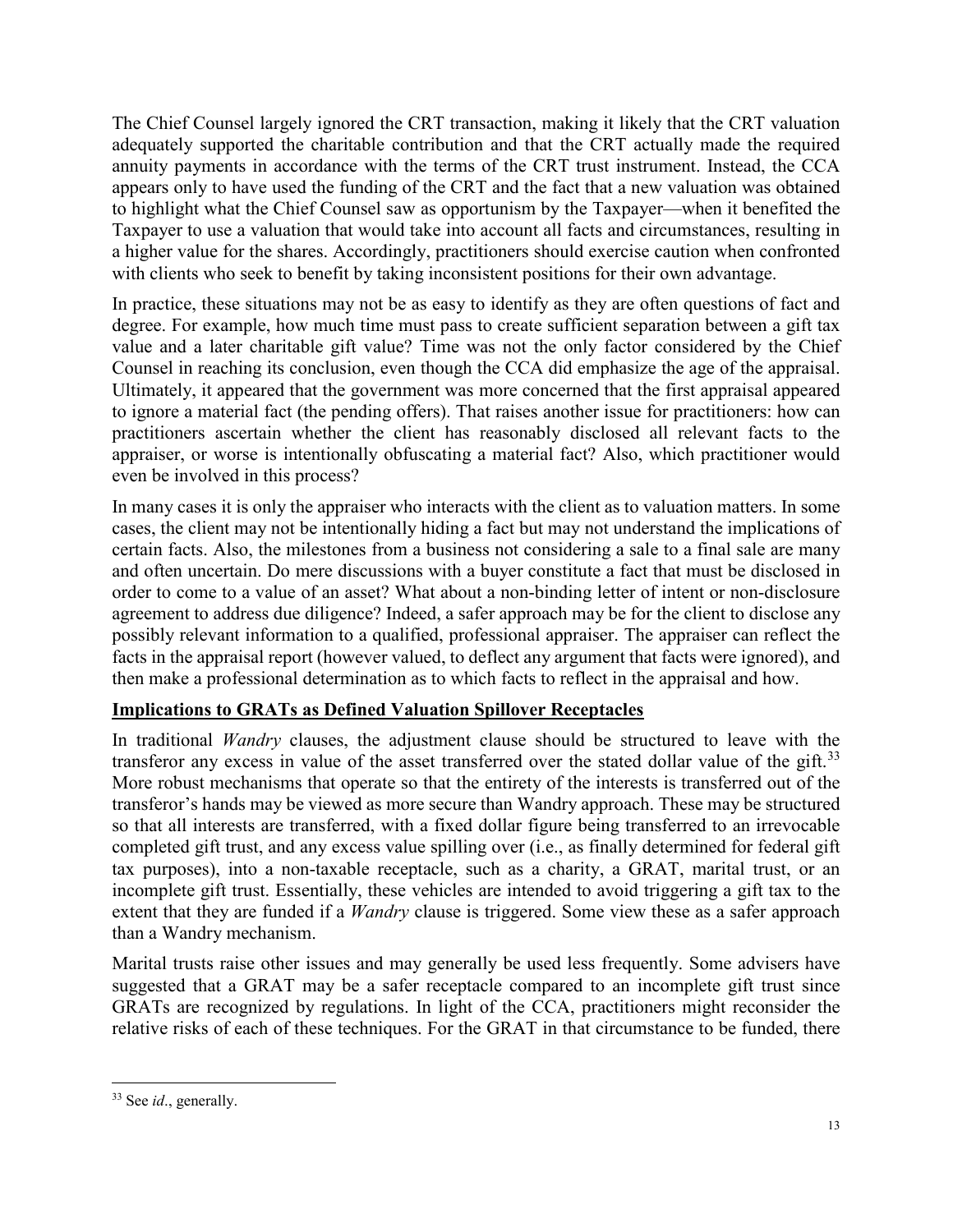The Chief Counsel largely ignored the CRT transaction, making it likely that the CRT valuation adequately supported the charitable contribution and that the CRT actually made the required annuity payments in accordance with the terms of the CRT trust instrument. Instead, the CCA appears only to have used the funding of the CRT and the fact that a new valuation was obtained to highlight what the Chief Counsel saw as opportunism by the Taxpayer—when it benefited the Taxpayer to use a valuation that would take into account all facts and circumstances, resulting in a higher value for the shares. Accordingly, practitioners should exercise caution when confronted with clients who seek to benefit by taking inconsistent positions for their own advantage.

In practice, these situations may not be as easy to identify as they are often questions of fact and degree. For example, how much time must pass to create sufficient separation between a gift tax value and a later charitable gift value? Time was not the only factor considered by the Chief Counsel in reaching its conclusion, even though the CCA did emphasize the age of the appraisal. Ultimately, it appeared that the government was more concerned that the first appraisal appeared to ignore a material fact (the pending offers). That raises another issue for practitioners: how can practitioners ascertain whether the client has reasonably disclosed all relevant facts to the appraiser, or worse is intentionally obfuscating a material fact? Also, which practitioner would even be involved in this process?

In many cases it is only the appraiser who interacts with the client as to valuation matters. In some cases, the client may not be intentionally hiding a fact but may not understand the implications of certain facts. Also, the milestones from a business not considering a sale to a final sale are many and often uncertain. Do mere discussions with a buyer constitute a fact that must be disclosed in order to come to a value of an asset? What about a non-binding letter of intent or non-disclosure agreement to address due diligence? Indeed, a safer approach may be for the client to disclose any possibly relevant information to a qualified, professional appraiser. The appraiser can reflect the facts in the appraisal report (however valued, to deflect any argument that facts were ignored), and then make a professional determination as to which facts to reflect in the appraisal and how.

**Implications to GRATs as Defined Valuation Spillover Receptacles**

In traditional *Wandry* clauses, the adjustment clause should be structured to leave with the transferor any excess in value of the asset transferred over the stated dollar value of the gift.[33] More robust mechanisms that operate so that the entirety of the interests is transferred out of the transferor's hands may be viewed as more secure than Wandry approach. These may be structured so that all interests are transferred, with a fixed dollar figure being transferred to an irrevocable completed gift trust, and any excess value spilling over (i.e., as finally determined for federal gift tax purposes), into a non-taxable receptacle, such as a charity, a GRAT, marital trust, or an incomplete gift trust. Essentially, these vehicles are intended to avoid triggering a gift tax to the extent that they are funded if a *Wandry* clause is triggered. Some view these as a safer approach than a Wandry mechanism.

Marital trusts raise other issues and may generally be used less frequently. Some advisers have suggested that a GRAT may be a safer receptacle compared to an incomplete gift trust since GRATs are recognized by regulations. In light of the CCA, practitioners might reconsider the relative risks of each of these techniques. For the GRAT in that circumstance to be funded, there

[33] See *id*., generally.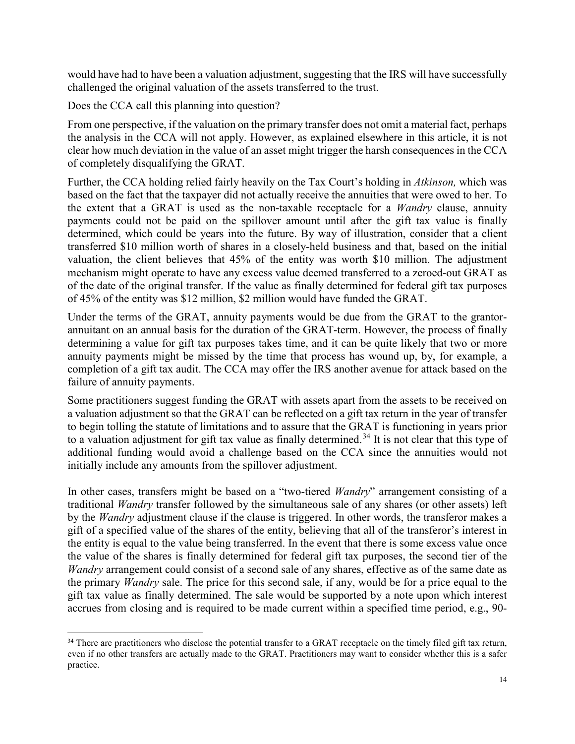would have had to have been a valuation adjustment, suggesting that the IRS will have successfully challenged the original valuation of the assets transferred to the trust.

Does the CCA call this planning into question?

From one perspective, if the valuation on the primary transfer does not omit a material fact, perhaps the analysis in the CCA will not apply. However, as explained elsewhere in this article, it is not clear how much deviation in the value of an asset might trigger the harsh consequences in the CCA of completely disqualifying the GRAT.

Further, the CCA holding relied fairly heavily on the Tax Court's holding in *Atkinson,* which was based on the fact that the taxpayer did not actually receive the annuities that were owed to her. To the extent that a GRAT is used as the non-taxable receptacle for a *Wandry* clause, annuity payments could not be paid on the spillover amount until after the gift tax value is finally determined, which could be years into the future. By way of illustration, consider that a client transferred \$10 million worth of shares in a closely-held business and that, based on the initial valuation, the client believes that 45% of the entity was worth \$10 million. The adjustment mechanism might operate to have any excess value deemed transferred to a zeroed-out GRAT as of the date of the original transfer. If the value as finally determined for federal gift tax purposes of 45% of the entity was \$12 million, \$2 million would have funded the GRAT.

Under the terms of the GRAT, annuity payments would be due from the GRAT to the grantor-annuitant on an annual basis for the duration of the GRAT-term. However, the process of finally determining a value for gift tax purposes takes time, and it can be quite likely that two or more annuity payments might be missed by the time that process has wound up, by, for example, a completion of a gift tax audit. The CCA may offer the IRS another avenue for attack based on the failure of annuity payments.

Some practitioners suggest funding the GRAT with assets apart from the assets to be received on a valuation adjustment so that the GRAT can be reflected on a gift tax return in the year of transfer to begin tolling the statute of limitations and to assure that the GRAT is functioning in years prior to a valuation adjustment for gift tax value as finally determined.[34] It is not clear that this type of additional funding would avoid a challenge based on the CCA since the annuities would not initially include any amounts from the spillover adjustment.

In other cases, transfers might be based on a "two-tiered *Wandry*" arrangement consisting of a traditional *Wandry* transfer followed by the simultaneous sale of any shares (or other assets) left by the *Wandry* adjustment clause if the clause is triggered. In other words, the transferor makes a gift of a specified value of the shares of the entity, believing that all of the transferor's interest in the entity is equal to the value being transferred. In the event that there is some excess value once the value of the shares is finally determined for federal gift tax purposes, the second tier of the *Wandry* arrangement could consist of a second sale of any shares, effective as of the same date as the primary *Wandry* sale. The price for this second sale, if any, would be for a price equal to the gift tax value as finally determined. The sale would be supported by a note upon which interest accrues from closing and is required to be made current within a specified time period, e.g., 90-

[34] There are practitioners who disclose the potential transfer to a GRAT receptacle on the timely filed gift tax return, even if no other transfers are actually made to the GRAT. Practitioners may want to consider whether this is a safer practice.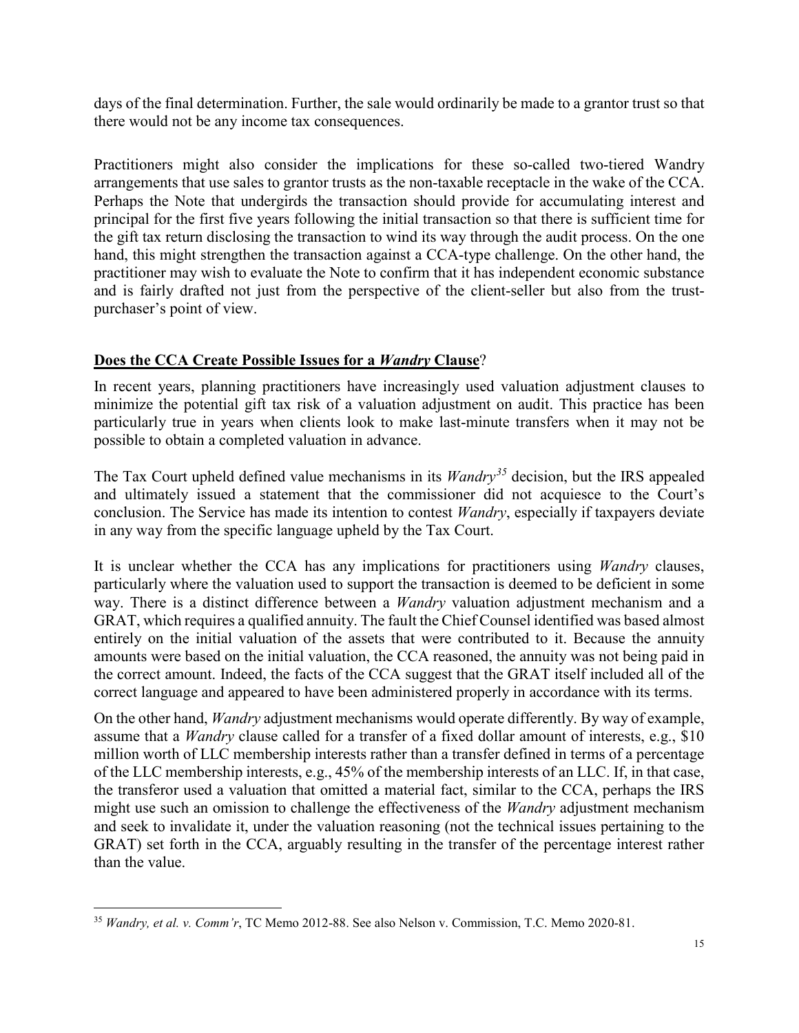days of the final determination. Further, the sale would ordinarily be made to a grantor trust so that there would not be any income tax consequences.

Practitioners might also consider the implications for these so-called two-tiered Wandry arrangements that use sales to grantor trusts as the non-taxable receptacle in the wake of the CCA. Perhaps the Note that undergirds the transaction should provide for accumulating interest and principal for the first five years following the initial transaction so that there is sufficient time for the gift tax return disclosing the transaction to wind its way through the audit process. On the one hand, this might strengthen the transaction against a CCA-type challenge. On the other hand, the practitioner may wish to evaluate the Note to confirm that it has independent economic substance and is fairly drafted not just from the perspective of the client-seller but also from the trust-purchaser's point of view.

## Does the CCA Create Possible Issues for a *Wandry* Clause?

In recent years, planning practitioners have increasingly used valuation adjustment clauses to minimize the potential gift tax risk of a valuation adjustment on audit. This practice has been particularly true in years when clients look to make last-minute transfers when it may not be possible to obtain a completed valuation in advance.

The Tax Court upheld defined value mechanisms in its *Wandry*[35] decision, but the IRS appealed and ultimately issued a statement that the commissioner did not acquiesce to the Court's conclusion. The Service has made its intention to contest *Wandry*, especially if taxpayers deviate in any way from the specific language upheld by the Tax Court.

It is unclear whether the CCA has any implications for practitioners using *Wandry* clauses, particularly where the valuation used to support the transaction is deemed to be deficient in some way. There is a distinct difference between a *Wandry* valuation adjustment mechanism and a GRAT, which requires a qualified annuity. The fault the Chief Counsel identified was based almost entirely on the initial valuation of the assets that were contributed to it. Because the annuity amounts were based on the initial valuation, the CCA reasoned, the annuity was not being paid in the correct amount. Indeed, the facts of the CCA suggest that the GRAT itself included all of the correct language and appeared to have been administered properly in accordance with its terms.

On the other hand, *Wandry* adjustment mechanisms would operate differently. By way of example, assume that a *Wandry* clause called for a transfer of a fixed dollar amount of interests, e.g., $10 million worth of LLC membership interests rather than a transfer defined in terms of a percentage of the LLC membership interests, e.g., 45% of the membership interests of an LLC. If, in that case, the transferor used a valuation that omitted a material fact, similar to the CCA, perhaps the IRS might use such an omission to challenge the effectiveness of the *Wandry* adjustment mechanism and seek to invalidate it, under the valuation reasoning (not the technical issues pertaining to the GRAT) set forth in the CCA, arguably resulting in the transfer of the percentage interest rather than the value.

---

[35] *Wandry, et al. v. Comm'r*, TC Memo 2012-88. See also Nelson v. Commission, T.C. Memo 2020-81.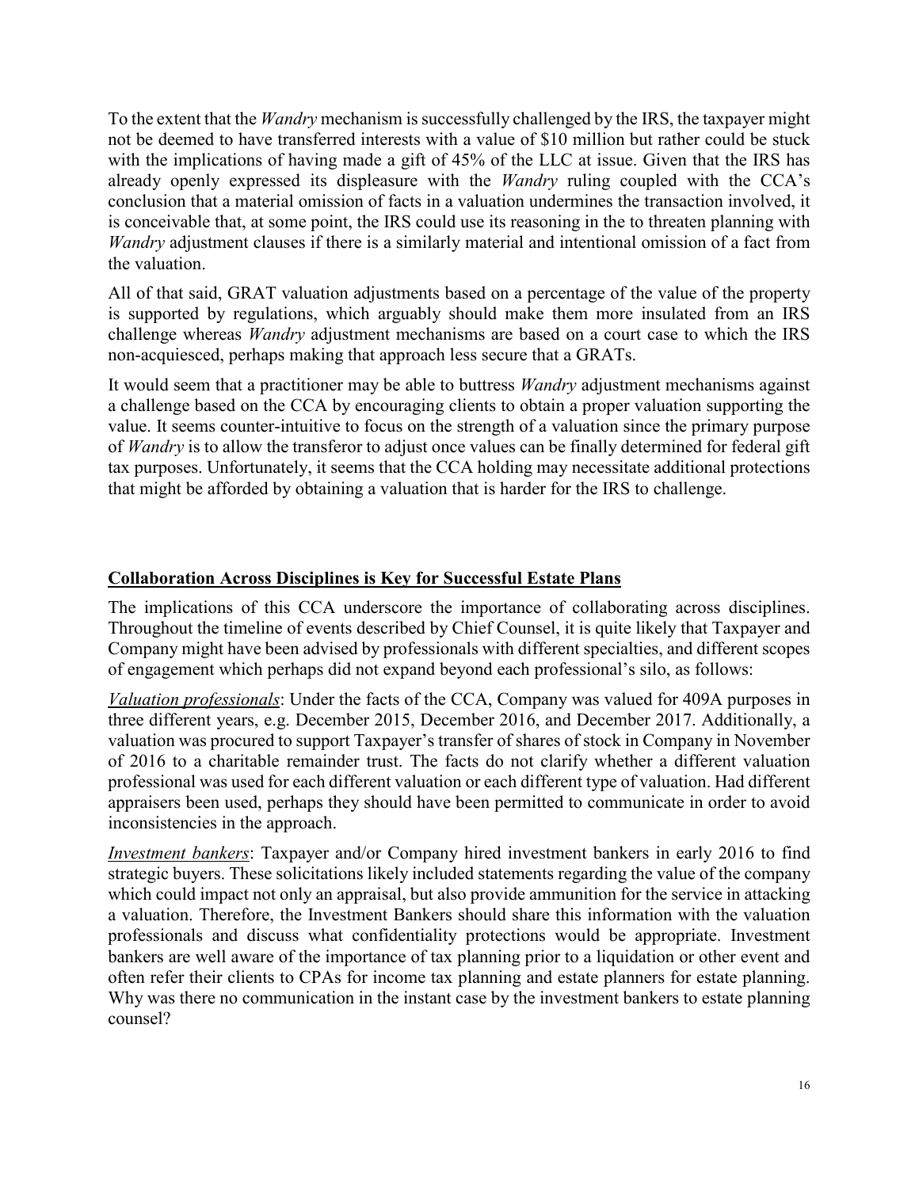To the extent that the *Wandry* mechanism is successfully challenged by the IRS, the taxpayer might not be deemed to have transferred interests with a value of $10 million but rather could be stuck with the implications of having made a gift of 45% of the LLC at issue. Given that the IRS has already openly expressed its displeasure with the *Wandry* ruling coupled with the CCA's conclusion that a material omission of facts in a valuation undermines the transaction involved, it is conceivable that, at some point, the IRS could use its reasoning in the to threaten planning with *Wandry* adjustment clauses if there is a similarly material and intentional omission of a fact from the valuation.

All of that said, GRAT valuation adjustments based on a percentage of the value of the property is supported by regulations, which arguably should make them more insulated from an IRS challenge whereas *Wandry* adjustment mechanisms are based on a court case to which the IRS non-acquiesced, perhaps making that approach less secure that a GRATs.

It would seem that a practitioner may be able to buttress *Wandry* adjustment mechanisms against a challenge based on the CCA by encouraging clients to obtain a proper valuation supporting the value. It seems counter-intuitive to focus on the strength of a valuation since the primary purpose of *Wandry* is to allow the transferor to adjust once values can be finally determined for federal gift tax purposes. Unfortunately, it seems that the CCA holding may necessitate additional protections that might be afforded by obtaining a valuation that is harder for the IRS to challenge.

## **Collaboration Across Disciplines is Key for Successful Estate Plans**

The implications of this CCA underscore the importance of collaborating across disciplines. Throughout the timeline of events described by Chief Counsel, it is quite likely that Taxpayer and Company might have been advised by professionals with different specialties, and different scopes of engagement which perhaps did not expand beyond each professional's silo, as follows:

*Valuation professionals*: Under the facts of the CCA, Company was valued for 409A purposes in three different years, e.g. December 2015, December 2016, and December 2017. Additionally, a valuation was procured to support Taxpayer's transfer of shares of stock in Company in November of 2016 to a charitable remainder trust. The facts do not clarify whether a different valuation professional was used for each different valuation or each different type of valuation. Had different appraisers been used, perhaps they should have been permitted to communicate in order to avoid inconsistencies in the approach.

*Investment bankers*: Taxpayer and/or Company hired investment bankers in early 2016 to find strategic buyers. These solicitations likely included statements regarding the value of the company which could impact not only an appraisal, but also provide ammunition for the service in attacking a valuation. Therefore, the Investment Bankers should share this information with the valuation professionals and discuss what confidentiality protections would be appropriate. Investment bankers are well aware of the importance of tax planning prior to a liquidation or other event and often refer their clients to CPAs for income tax planning and estate planners for estate planning. Why was there no communication in the instant case by the investment bankers to estate planning counsel?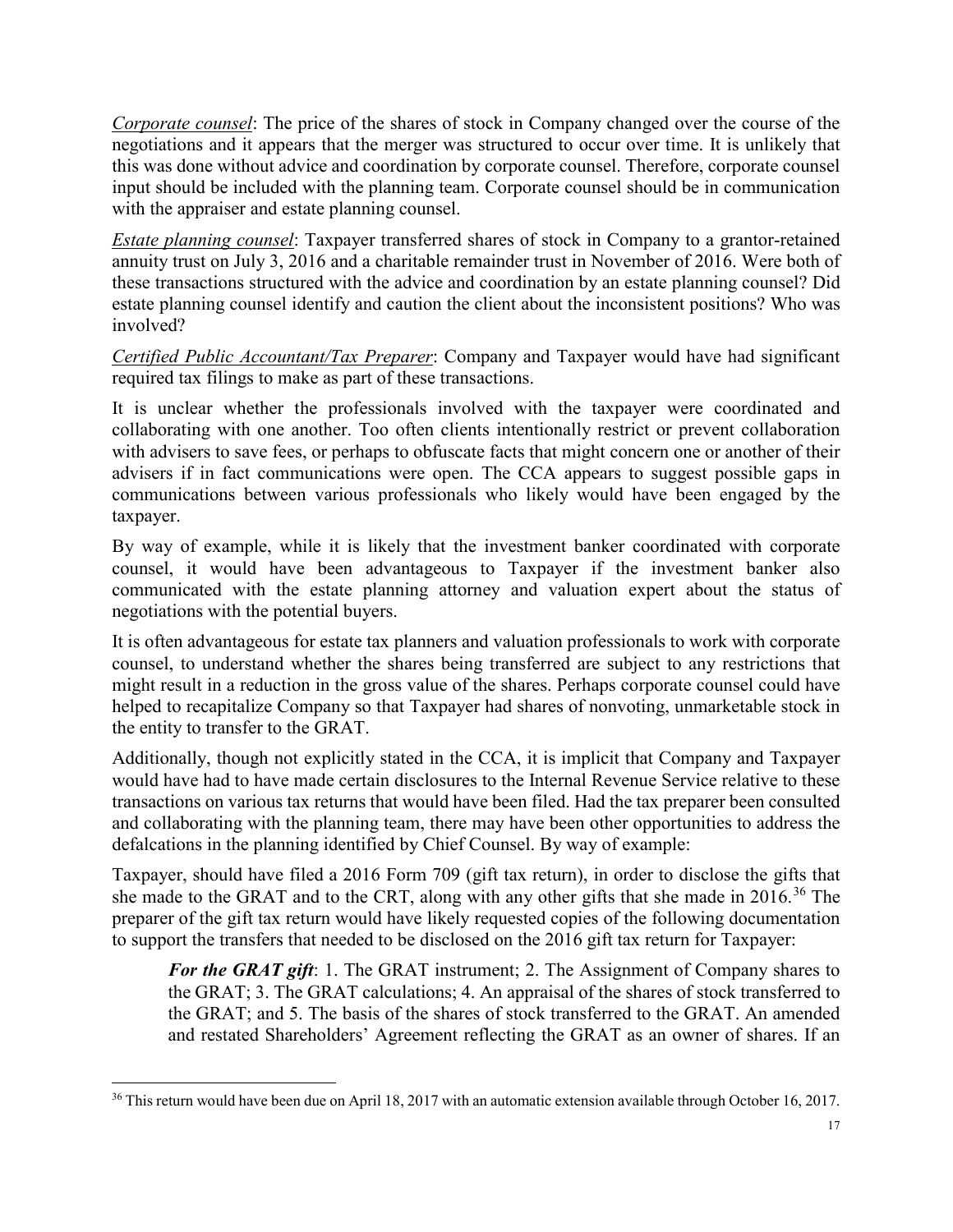*Corporate counsel*: The price of the shares of stock in Company changed over the course of the negotiations and it appears that the merger was structured to occur over time. It is unlikely that this was done without advice and coordination by corporate counsel. Therefore, corporate counsel input should be included with the planning team. Corporate counsel should be in communication with the appraiser and estate planning counsel.

*Estate planning counsel*: Taxpayer transferred shares of stock in Company to a grantor-retained annuity trust on July 3, 2016 and a charitable remainder trust in November of 2016. Were both of these transactions structured with the advice and coordination by an estate planning counsel? Did estate planning counsel identify and caution the client about the inconsistent positions? Who was involved?

*Certified Public Accountant/Tax Preparer*: Company and Taxpayer would have had significant required tax filings to make as part of these transactions.

It is unclear whether the professionals involved with the taxpayer were coordinated and collaborating with one another. Too often clients intentionally restrict or prevent collaboration with advisers to save fees, or perhaps to obfuscate facts that might concern one or another of their advisers if in fact communications were open. The CCA appears to suggest possible gaps in communications between various professionals who likely would have been engaged by the taxpayer.

By way of example, while it is likely that the investment banker coordinated with corporate counsel, it would have been advantageous to Taxpayer if the investment banker also communicated with the estate planning attorney and valuation expert about the status of negotiations with the potential buyers.

It is often advantageous for estate tax planners and valuation professionals to work with corporate counsel, to understand whether the shares being transferred are subject to any restrictions that might result in a reduction in the gross value of the shares. Perhaps corporate counsel could have helped to recapitalize Company so that Taxpayer had shares of nonvoting, unmarketable stock in the entity to transfer to the GRAT.

Additionally, though not explicitly stated in the CCA, it is implicit that Company and Taxpayer would have had to have made certain disclosures to the Internal Revenue Service relative to these transactions on various tax returns that would have been filed. Had the tax preparer been consulted and collaborating with the planning team, there may have been other opportunities to address the defalcations in the planning identified by Chief Counsel. By way of example:

Taxpayer, should have filed a 2016 Form 709 (gift tax return), in order to disclose the gifts that she made to the GRAT and to the CRT, along with any other gifts that she made in 2016.[36] The preparer of the gift tax return would have likely requested copies of the following documentation to support the transfers that needed to be disclosed on the 2016 gift tax return for Taxpayer:

> ***For the GRAT gift***: 1. The GRAT instrument; 2. The Assignment of Company shares to the GRAT; 3. The GRAT calculations; 4. An appraisal of the shares of stock transferred to the GRAT; and 5. The basis of the shares of stock transferred to the GRAT. An amended and restated Shareholders' Agreement reflecting the GRAT as an owner of shares. If an

[36] This return would have been due on April 18, 2017 with an automatic extension available through October 16, 2017.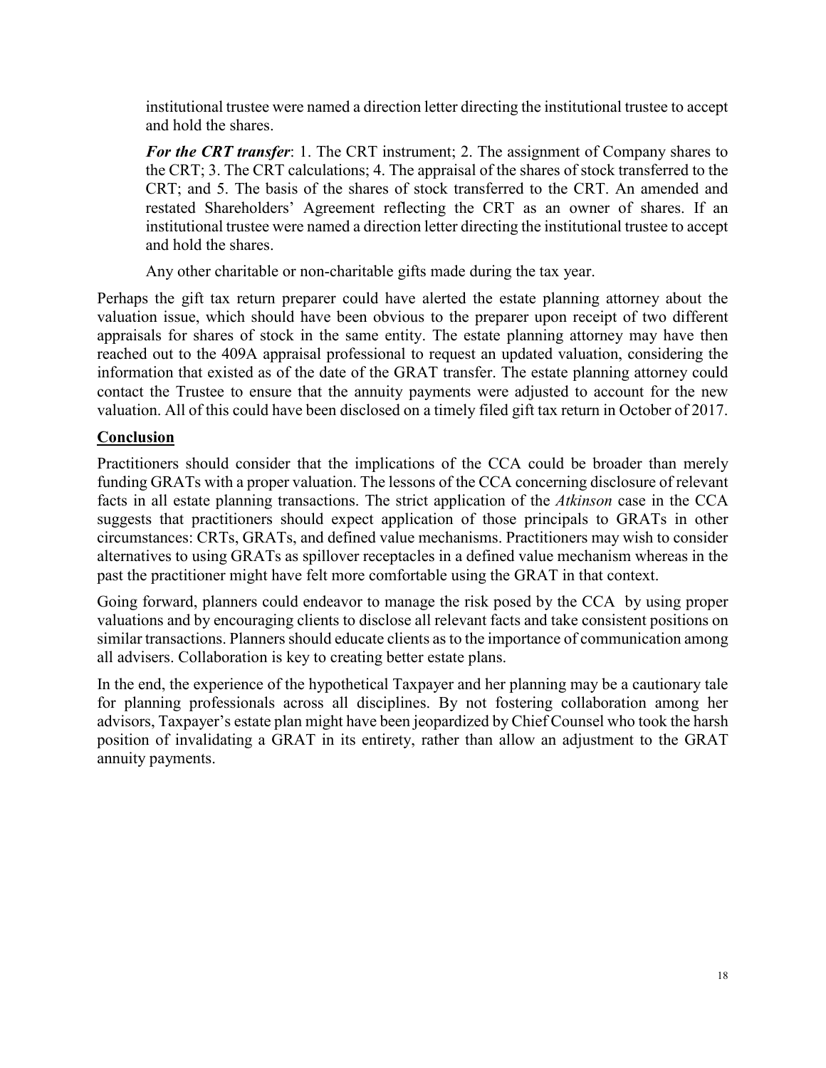institutional trustee were named a direction letter directing the institutional trustee to accept and hold the shares.

***For the CRT transfer***: 1. The CRT instrument; 2. The assignment of Company shares to the CRT; 3. The CRT calculations; 4. The appraisal of the shares of stock transferred to the CRT; and 5. The basis of the shares of stock transferred to the CRT. An amended and restated Shareholders' Agreement reflecting the CRT as an owner of shares. If an institutional trustee were named a direction letter directing the institutional trustee to accept and hold the shares.

Any other charitable or non-charitable gifts made during the tax year.

Perhaps the gift tax return preparer could have alerted the estate planning attorney about the valuation issue, which should have been obvious to the preparer upon receipt of two different appraisals for shares of stock in the same entity. The estate planning attorney may have then reached out to the 409A appraisal professional to request an updated valuation, considering the information that existed as of the date of the GRAT transfer. The estate planning attorney could contact the Trustee to ensure that the annuity payments were adjusted to account for the new valuation. All of this could have been disclosed on a timely filed gift tax return in October of 2017.

## Conclusion

Practitioners should consider that the implications of the CCA could be broader than merely funding GRATs with a proper valuation. The lessons of the CCA concerning disclosure of relevant facts in all estate planning transactions. The strict application of the *Atkinson* case in the CCA suggests that practitioners should expect application of those principals to GRATs in other circumstances: CRTs, GRATs, and defined value mechanisms. Practitioners may wish to consider alternatives to using GRATs as spillover receptacles in a defined value mechanism whereas in the past the practitioner might have felt more comfortable using the GRAT in that context.

Going forward, planners could endeavor to manage the risk posed by the CCA by using proper valuations and by encouraging clients to disclose all relevant facts and take consistent positions on similar transactions. Planners should educate clients as to the importance of communication among all advisers. Collaboration is key to creating better estate plans.

In the end, the experience of the hypothetical Taxpayer and her planning may be a cautionary tale for planning professionals across all disciplines. By not fostering collaboration among her advisors, Taxpayer's estate plan might have been jeopardized by Chief Counsel who took the harsh position of invalidating a GRAT in its entirety, rather than allow an adjustment to the GRAT annuity payments.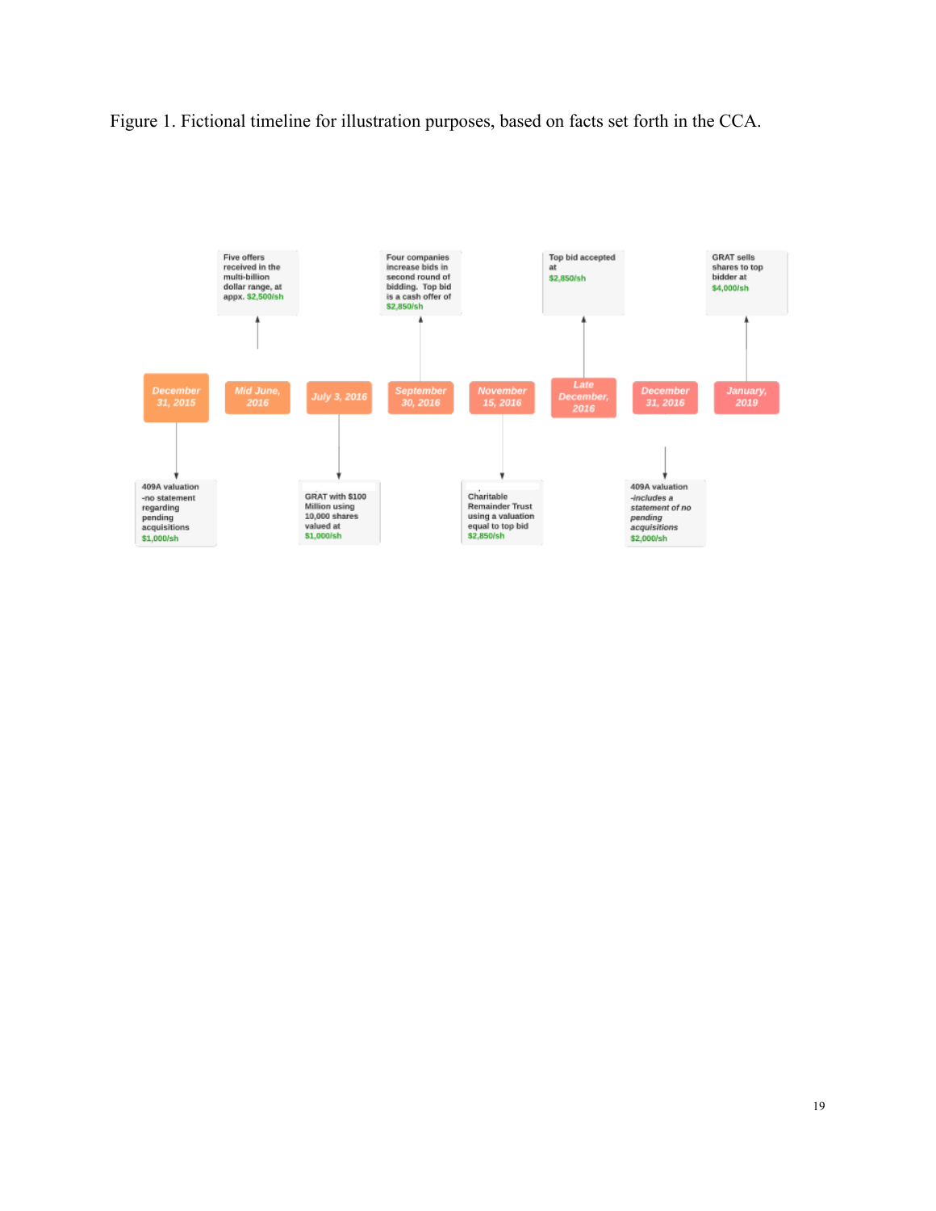Figure 1. Fictional timeline for illustration purposes, based on facts set forth in the CCA.

| Date | Event |
| --- | --- |
| December 31, 2015 | 409A valuation -no statement regarding pending acquisitions $1,000/sh |
| Mid June, 2016 | Five offers received in the multi-billion dollar range, at appx. $2,500/sh |
| July 3, 2016 | GRAT with $100 Million using 10,000 shares valued at $1,000/sh |
| September 30, 2016 | Four companies increase bids in second round of bidding. Top bid is a cash offer of $2,850/sh |
| November 15, 2016 | Charitable Remainder Trust using a valuation equal to top bid $2,850/sh |
| Late December, 2016 | Top bid accepted at $2,850/sh |
| December 31, 2016 | 409A valuation *-includes a statement of no pending acquisitions* $2,000/sh |
| January, 2019 | GRAT sells shares to top bidder at $4,000/sh |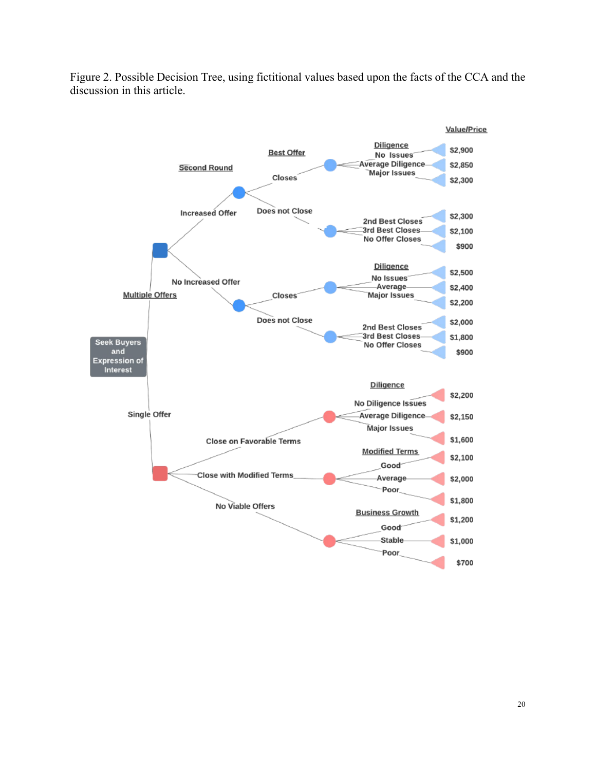Figure 2. Possible Decision Tree, using fictitional values based upon the facts of the CCA and the discussion in this article.

- Seek Buyers and Expression of Interest
  - Multiple Offers
    - Increased Offer (Second Round)
      - Closes (Best Offer) — Diligence
        - No Issues: $2,900
        - Average Diligence: $2,850
        - Major Issues: $2,300
      - Does not Close
        - 2nd Best Closes: $2,300
        - 3rd Best Closes: $2,100
        - No Offer Closes: $900
    - No Increased Offer
      - Closes — Diligence
        - No Issues: $2,500
        - Average: $2,400
        - Major Issues: $2,200
      - Does not Close
        - 2nd Best Closes: $2,000
        - 3rd Best Closes: $1,800
        - No Offer Closes: $900
  - Single Offer
    - Close on Favorable Terms — Diligence
      - No Diligence Issues: $2,200
      - Average Diligence: $2,150
      - Major Issues: $1,600
    - Close with Modified Terms — Modified Terms
      - Good: $2,100
      - Average: $2,000
      - Poor: $1,800
    - No Viable Offers — Business Growth
      - Good: $1,200
      - Stable: $1,000
      - Poor: $700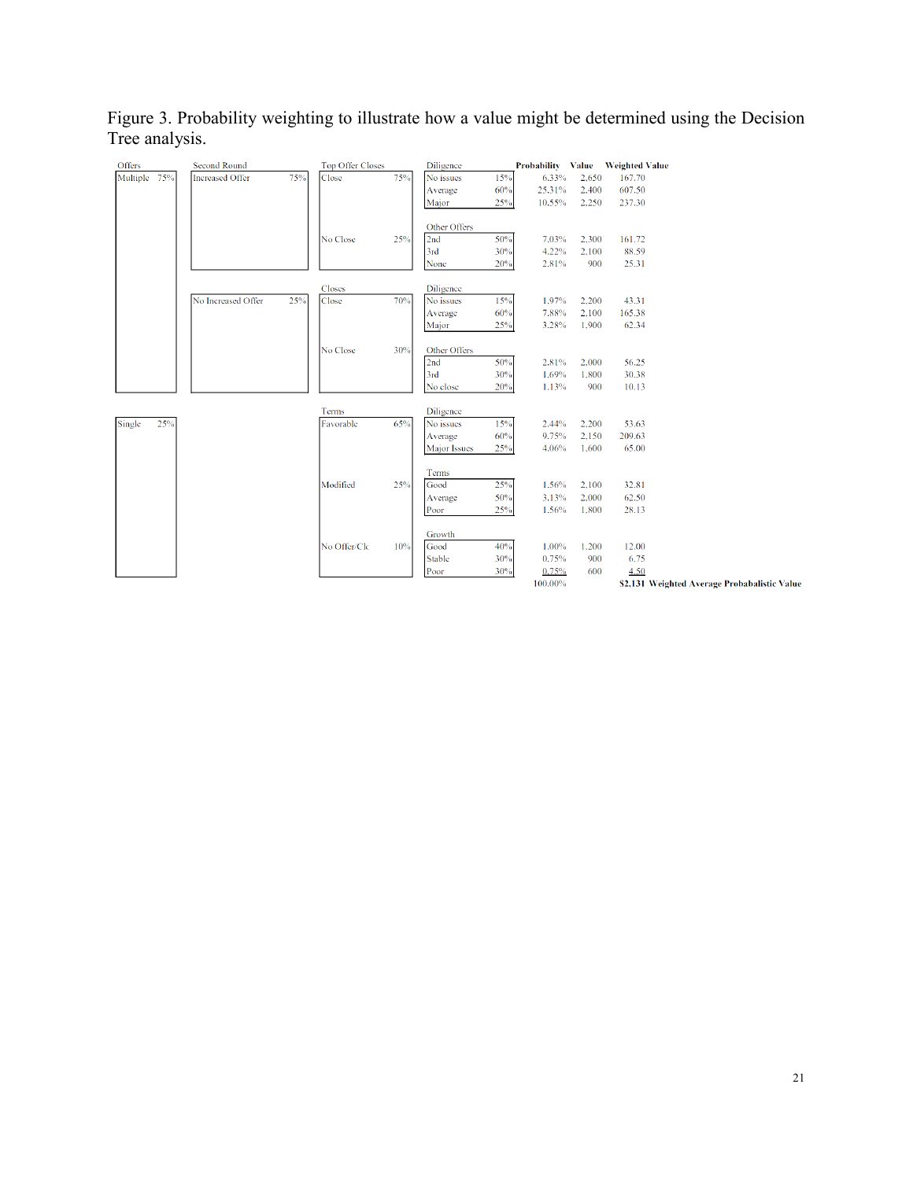Figure 3. Probability weighting to illustrate how a value might be determined using the Decision Tree analysis.

| Offers | | Second Round | | Top Offer Closes | | Diligence | | Probability | Value | Weighted Value |
|---|---|---|---|---|---|---|---|---|---|---|
| Multiple | 75% | Increased Offer | 75% | Close | 75% | No issues | 15% | 6.33% | 2,650 | 167.70 |
| | | | | | | Average | 60% | 25.31% | 2,400 | 607.50 |
| | | | | | | Major | 25% | 10.55% | 2,250 | 237.30 |
| | | | | | | **Other Offers** | | | | |
| | | | | No Close | 25% | 2nd | 50% | 7.03% | 2,300 | 161.72 |
| | | | | | | 3rd | 30% | 4.22% | 2,100 | 88.59 |
| | | | | | | None | 20% | 2.81% | 900 | 25.31 |
| | | | | **Closes** | | **Diligence** | | | | |
| | | No Increased Offer | 25% | Close | 70% | No issues | 15% | 1.97% | 2,200 | 43.31 |
| | | | | | | Average | 60% | 7.88% | 2,100 | 165.38 |
| | | | | | | Major | 25% | 3.28% | 1,900 | 62.34 |
| | | | | | | **Other Offers** | | | | |
| | | | | No Close | 30% | 2nd | 50% | 2.81% | 2,000 | 56.25 |
| | | | | | | 3rd | 30% | 1.69% | 1,800 | 30.38 |
| | | | | | | No close | 20% | 1.13% | 900 | 10.13 |
| | | | | **Terms** | | **Diligence** | | | | |
| Single | 25% | | | Favorable | 65% | No issues | 15% | 2.44% | 2,200 | 53.63 |
| | | | | | | Average | 60% | 9.75% | 2,150 | 209.63 |
| | | | | | | Major Issues | 25% | 4.06% | 1,600 | 65.00 |
| | | | | | | **Terms** | | | | |
| | | | | Modified | 25% | Good | 25% | 1.56% | 2,100 | 32.81 |
| | | | | | | Average | 50% | 3.13% | 2,000 | 62.50 |
| | | | | | | Poor | 25% | 1.56% | 1,800 | 28.13 |
| | | | | | | **Growth** | | | | |
| | | | | No Offer/Cl | 10% | Good | 40% | 1.00% | 1,200 | 12.00 |
| | | | | | | Stable | 30% | 0.75% | 900 | 6.75 |
| | | | | | | Poor | 30% | 0.75% | 600 | 4.50 |
| | | | | | | | | 100.00% | | $2,131 Weighted Average Probabalistic Value |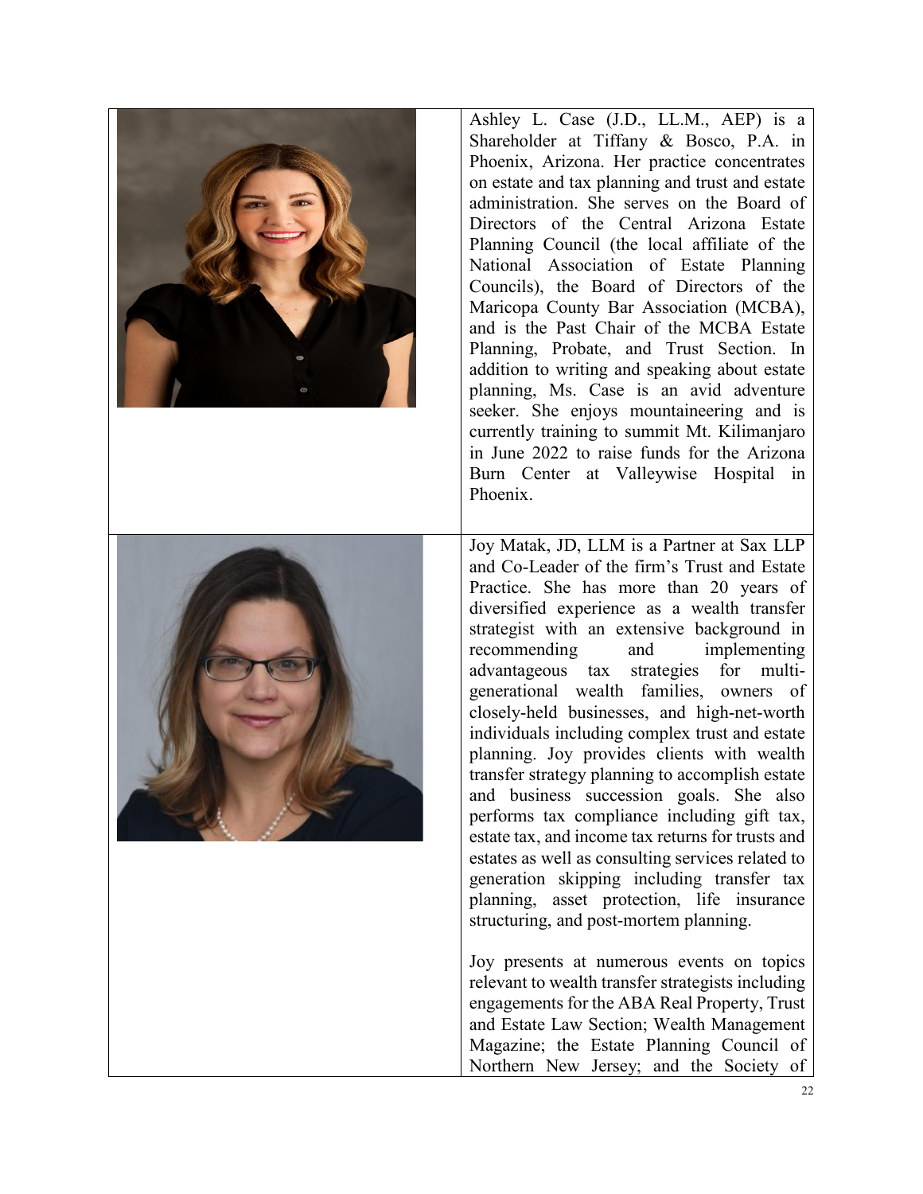Ashley L. Case (J.D., LL.M., AEP) is a Shareholder at Tiffany & Bosco, P.A. in Phoenix, Arizona. Her practice concentrates on estate and tax planning and trust and estate administration. She serves on the Board of Directors of the Central Arizona Estate Planning Council (the local affiliate of the National Association of Estate Planning Councils), the Board of Directors of the Maricopa County Bar Association (MCBA), and is the Past Chair of the MCBA Estate Planning, Probate, and Trust Section. In addition to writing and speaking about estate planning, Ms. Case is an avid adventure seeker. She enjoys mountaineering and is currently training to summit Mt. Kilimanjaro in June 2022 to raise funds for the Arizona Burn Center at Valleywise Hospital in Phoenix.

Joy Matak, JD, LLM is a Partner at Sax LLP and Co-Leader of the firm's Trust and Estate Practice. She has more than 20 years of diversified experience as a wealth transfer strategist with an extensive background in recommending and implementing advantageous tax strategies for multi-generational wealth families, owners of closely-held businesses, and high-net-worth individuals including complex trust and estate planning. Joy provides clients with wealth transfer strategy planning to accomplish estate and business succession goals. She also performs tax compliance including gift tax, estate tax, and income tax returns for trusts and estates as well as consulting services related to generation skipping including transfer tax planning, asset protection, life insurance structuring, and post-mortem planning.

Joy presents at numerous events on topics relevant to wealth transfer strategists including engagements for the ABA Real Property, Trust and Estate Law Section; Wealth Management Magazine; the Estate Planning Council of Northern New Jersey; and the Society of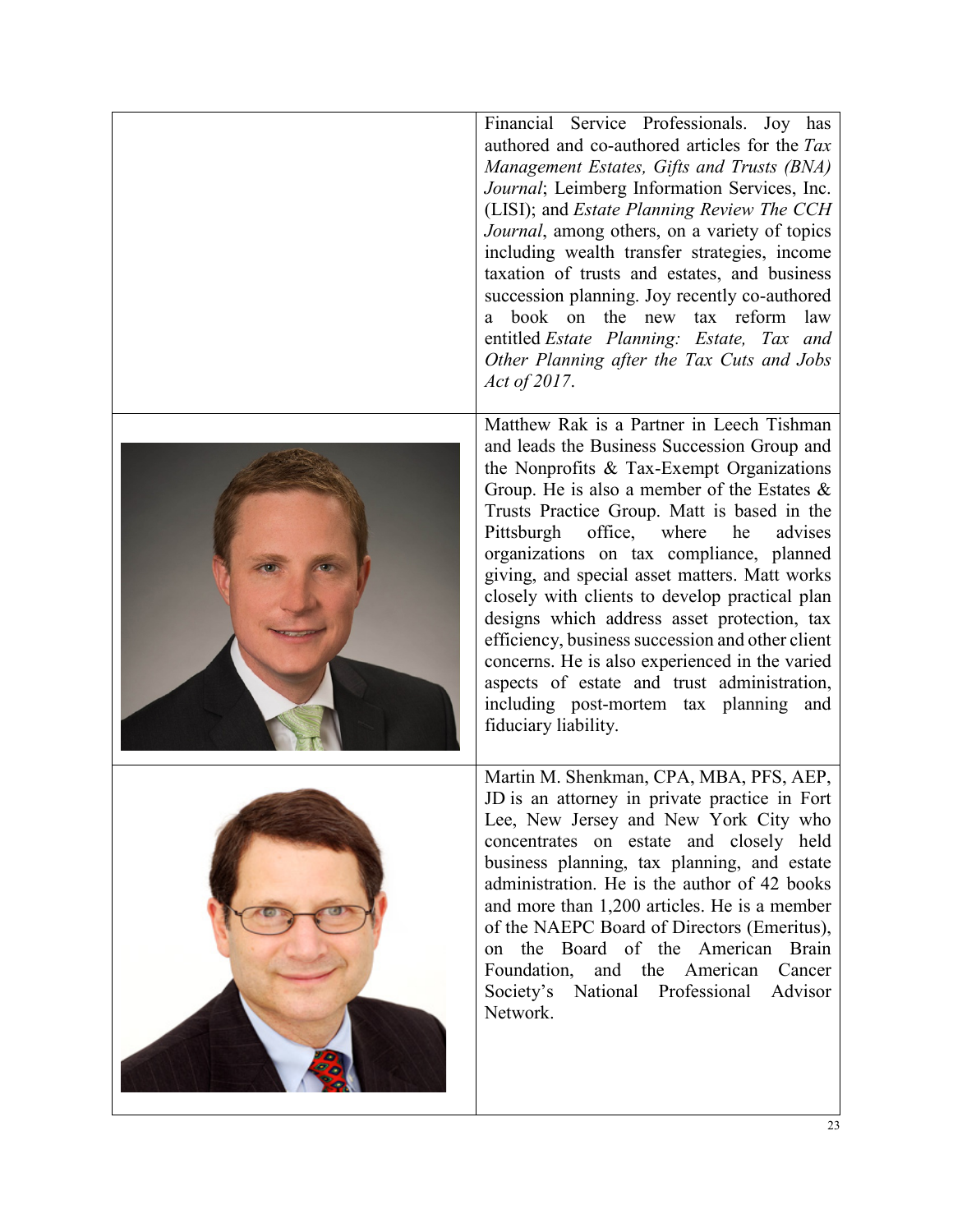Financial Service Professionals. Joy has authored and co-authored articles for the *Tax Management Estates, Gifts and Trusts (BNA) Journal*; Leimberg Information Services, Inc. (LISI); and *Estate Planning Review The CCH Journal*, among others, on a variety of topics including wealth transfer strategies, income taxation of trusts and estates, and business succession planning. Joy recently co-authored a book on the new tax reform law entitled *Estate Planning: Estate, Tax and Other Planning after the Tax Cuts and Jobs Act of 2017*.

Matthew Rak is a Partner in Leech Tishman and leads the Business Succession Group and the Nonprofits & Tax-Exempt Organizations Group. He is also a member of the Estates & Trusts Practice Group. Matt is based in the Pittsburgh office, where he advises organizations on tax compliance, planned giving, and special asset matters. Matt works closely with clients to develop practical plan designs which address asset protection, tax efficiency, business succession and other client concerns. He is also experienced in the varied aspects of estate and trust administration, including post-mortem tax planning and fiduciary liability.

Martin M. Shenkman, CPA, MBA, PFS, AEP, JD is an attorney in private practice in Fort Lee, New Jersey and New York City who concentrates on estate and closely held business planning, tax planning, and estate administration. He is the author of 42 books and more than 1,200 articles. He is a member of the NAEPC Board of Directors (Emeritus), on the Board of the American Brain Foundation, and the American Cancer Society's National Professional Advisor Network.